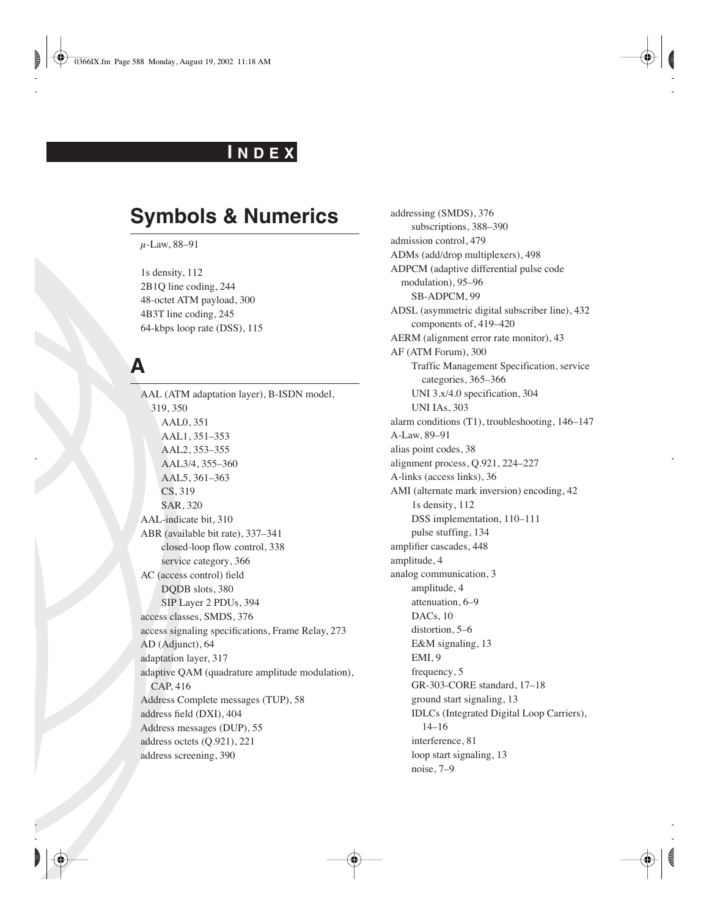# INDEX

## Symbols & Numerics

$\mu$-Law, 88–91

1s density, 112
2B1Q line coding, 244
48-octet ATM payload, 300
4B3T line coding, 245
64-kbps loop rate (DSS), 115

## A

AAL (ATM adaptation layer), B-ISDN model, 319, 350
  AAL0, 351
  AAL1, 351–353
  AAL2, 353–355
  AAL3/4, 355–360
  AAL5, 361–363
  CS, 319
  SAR, 320
AAL-indicate bit, 310
ABR (available bit rate), 337–341
  closed-loop flow control, 338
  service category, 366
AC (access control) field
  DQDB slots, 380
  SIP Layer 2 PDUs, 394
access classes, SMDS, 376
access signaling specifications, Frame Relay, 273
AD (Adjunct), 64
adaptation layer, 317
adaptive QAM (quadrature amplitude modulation), CAP, 416
Address Complete messages (TUP), 58
address field (DXI), 404
Address messages (DUP), 55
address octets (Q.921), 221
address screening, 390
addressing (SMDS), 376
  subscriptions, 388–390
admission control, 479
ADMs (add/drop multiplexers), 498
ADPCM (adaptive differential pulse code modulation), 95–96
  SB-ADPCM, 99
ADSL (asymmetric digital subscriber line), 432
  components of, 419–420
AERM (alignment error rate monitor), 43
AF (ATM Forum), 300
  Traffic Management Specification, service categories, 365–366
  UNI 3.x/4.0 specification, 304
  UNI IAs, 303
alarm conditions (T1), troubleshooting, 146–147
A-Law, 89–91
alias point codes, 38
alignment process, Q.921, 224–227
A-links (access links), 36
AMI (alternate mark inversion) encoding, 42
  1s density, 112
  DSS implementation, 110–111
  pulse stuffing, 134
amplifier cascades, 448
amplitude, 4
analog communication, 3
  amplitude, 4
  attenuation, 6–9
  DACs, 10
  distortion, 5–6
  E&M signaling, 13
  EMI, 9
  frequency, 5
  GR-303-CORE standard, 17–18
  ground start signaling, 13
  IDLCs (Integrated Digital Loop Carriers), 14–16
  interference, 81
  loop start signaling, 13
  noise, 7–9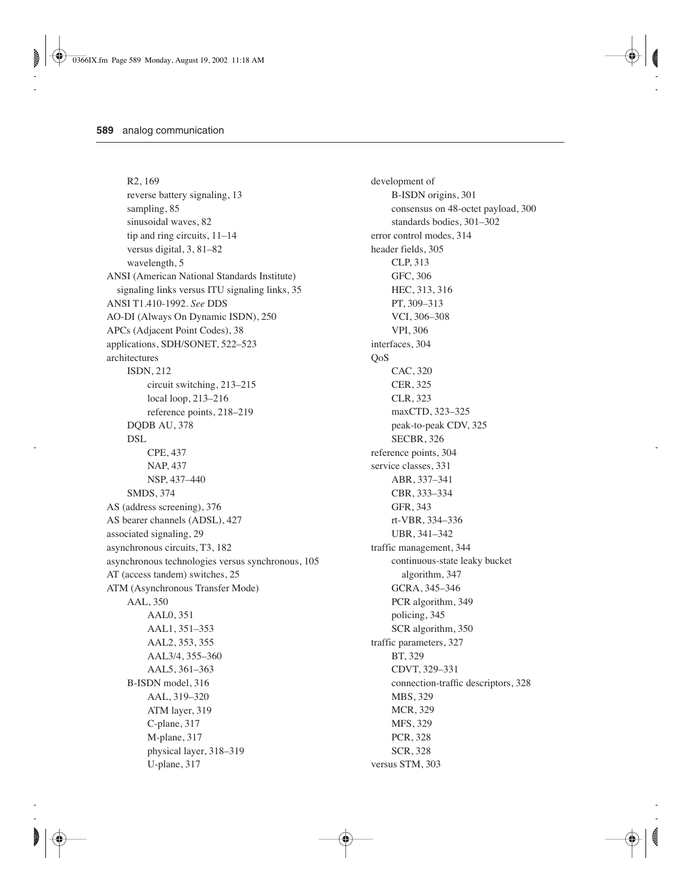- R2, 169
  - reverse battery signaling, 13
  - sampling, 85
  - sinusoidal waves, 82
  - tip and ring circuits, 11–14
  - versus digital, 3, 81–82
  - wavelength, 5
- ANSI (American National Standards Institute) signaling links versus ITU signaling links, 35
- ANSI T1.410-1992. *See* DDS
- AO-DI (Always On Dynamic ISDN), 250
- APCs (Adjacent Point Codes), 38
- applications, SDH/SONET, 522–523
- architectures
  - ISDN, 212
    - circuit switching, 213–215
    - local loop, 213–216
    - reference points, 218–219
  - DQDB AU, 378
  - DSL
    - CPE, 437
    - NAP, 437
    - NSP, 437–440
  - SMDS, 374
- AS (address screening), 376
- AS bearer channels (ADSL), 427
- associated signaling, 29
- asynchronous circuits, T3, 182
- asynchronous technologies versus synchronous, 105
- AT (access tandem) switches, 25
- ATM (Asynchronous Transfer Mode)
  - AAL, 350
    - AAL0, 351
    - AAL1, 351–353
    - AAL2, 353, 355
    - AAL3/4, 355–360
    - AAL5, 361–363
  - B-ISDN model, 316
    - AAL, 319–320
    - ATM layer, 319
    - C-plane, 317
    - M-plane, 317
    - physical layer, 318–319
    - U-plane, 317
  - development of
    - B-ISDN origins, 301
    - consensus on 48-octet payload, 300
    - standards bodies, 301–302
  - error control modes, 314
  - header fields, 305
    - CLP, 313
    - GFC, 306
    - HEC, 313, 316
    - PT, 309–313
    - VCI, 306–308
    - VPI, 306
  - interfaces, 304
  - QoS
    - CAC, 320
    - CER, 325
    - CLR, 323
    - maxCTD, 323–325
    - peak-to-peak CDV, 325
    - SECBR, 326
  - reference points, 304
  - service classes, 331
    - ABR, 337–341
    - CBR, 333–334
    - GFR, 343
    - rt-VBR, 334–336
    - UBR, 341–342
  - traffic management, 344
    - continuous-state leaky bucket algorithm, 347
    - GCRA, 345–346
    - PCR algorithm, 349
    - policing, 345
    - SCR algorithm, 350
  - traffic parameters, 327
    - BT, 329
    - CDVT, 329–331
    - connection-traffic descriptors, 328
    - MBS, 329
    - MCR, 329
    - MFS, 329
    - PCR, 328
    - SCR, 328
  - versus STM, 303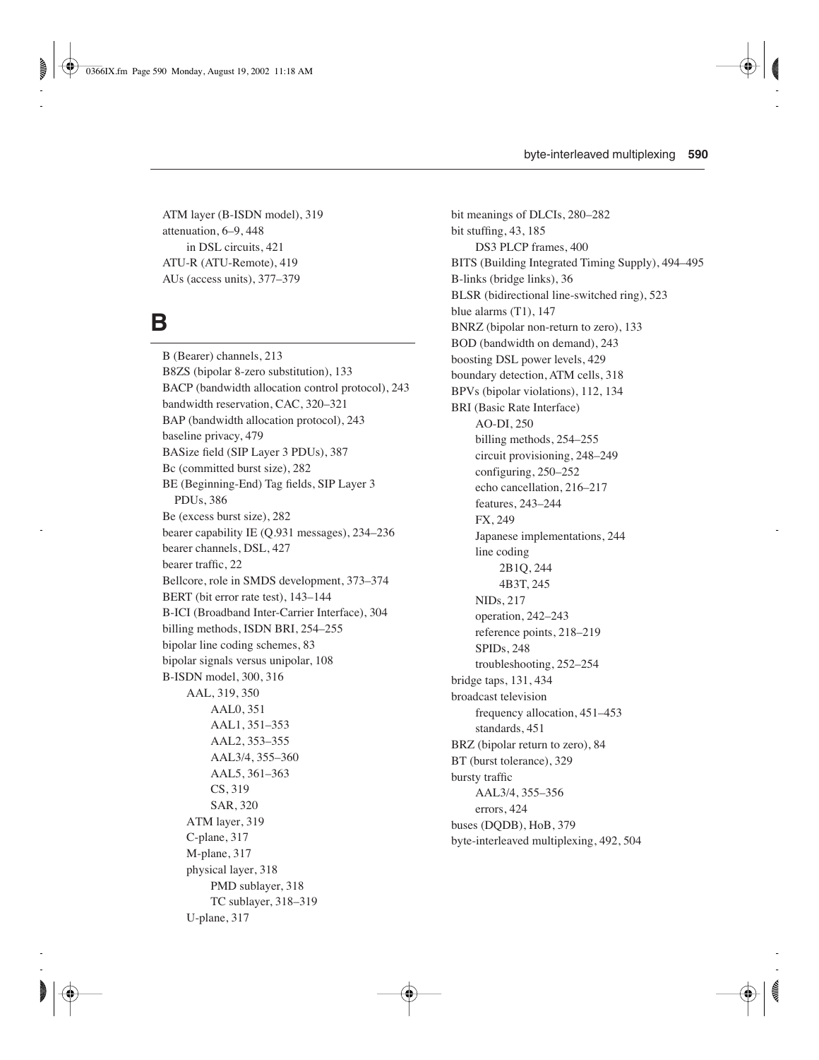ATM layer (B-ISDN model), 319
attenuation, 6–9, 448
    in DSL circuits, 421
ATU-R (ATU-Remote), 419
AUs (access units), 377–379

## B

B (Bearer) channels, 213
B8ZS (bipolar 8-zero substitution), 133
BACP (bandwidth allocation control protocol), 243
bandwidth reservation, CAC, 320–321
BAP (bandwidth allocation protocol), 243
baseline privacy, 479
BASize field (SIP Layer 3 PDUs), 387
Bc (committed burst size), 282
BE (Beginning-End) Tag fields, SIP Layer 3 PDUs, 386
Be (excess burst size), 282
bearer capability IE (Q.931 messages), 234–236
bearer channels, DSL, 427
bearer traffic, 22
Bellcore, role in SMDS development, 373–374
BERT (bit error rate test), 143–144
B-ICI (Broadband Inter-Carrier Interface), 304
billing methods, ISDN BRI, 254–255
bipolar line coding schemes, 83
bipolar signals versus unipolar, 108
B-ISDN model, 300, 316
    AAL, 319, 350
        AAL0, 351
        AAL1, 351–353
        AAL2, 353–355
        AAL3/4, 355–360
        AAL5, 361–363
        CS, 319
        SAR, 320
    ATM layer, 319
    C-plane, 317
    M-plane, 317
    physical layer, 318
        PMD sublayer, 318
        TC sublayer, 318–319
    U-plane, 317
bit meanings of DLCIs, 280–282
bit stuffing, 43, 185
    DS3 PLCP frames, 400
BITS (Building Integrated Timing Supply), 494–495
B-links (bridge links), 36
BLSR (bidirectional line-switched ring), 523
blue alarms (T1), 147
BNRZ (bipolar non-return to zero), 133
BOD (bandwidth on demand), 243
boosting DSL power levels, 429
boundary detection, ATM cells, 318
BPVs (bipolar violations), 112, 134
BRI (Basic Rate Interface)
    AO-DI, 250
    billing methods, 254–255
    circuit provisioning, 248–249
    configuring, 250–252
    echo cancellation, 216–217
    features, 243–244
    FX, 249
    Japanese implementations, 244
    line coding
        2B1Q, 244
        4B3T, 245
    NIDs, 217
    operation, 242–243
    reference points, 218–219
    SPIDs, 248
    troubleshooting, 252–254
bridge taps, 131, 434
broadcast television
    frequency allocation, 451–453
    standards, 451
BRZ (bipolar return to zero), 84
BT (burst tolerance), 329
bursty traffic
    AAL3/4, 355–356
    errors, 424
buses (DQDB), HoB, 379
byte-interleaved multiplexing, 492, 504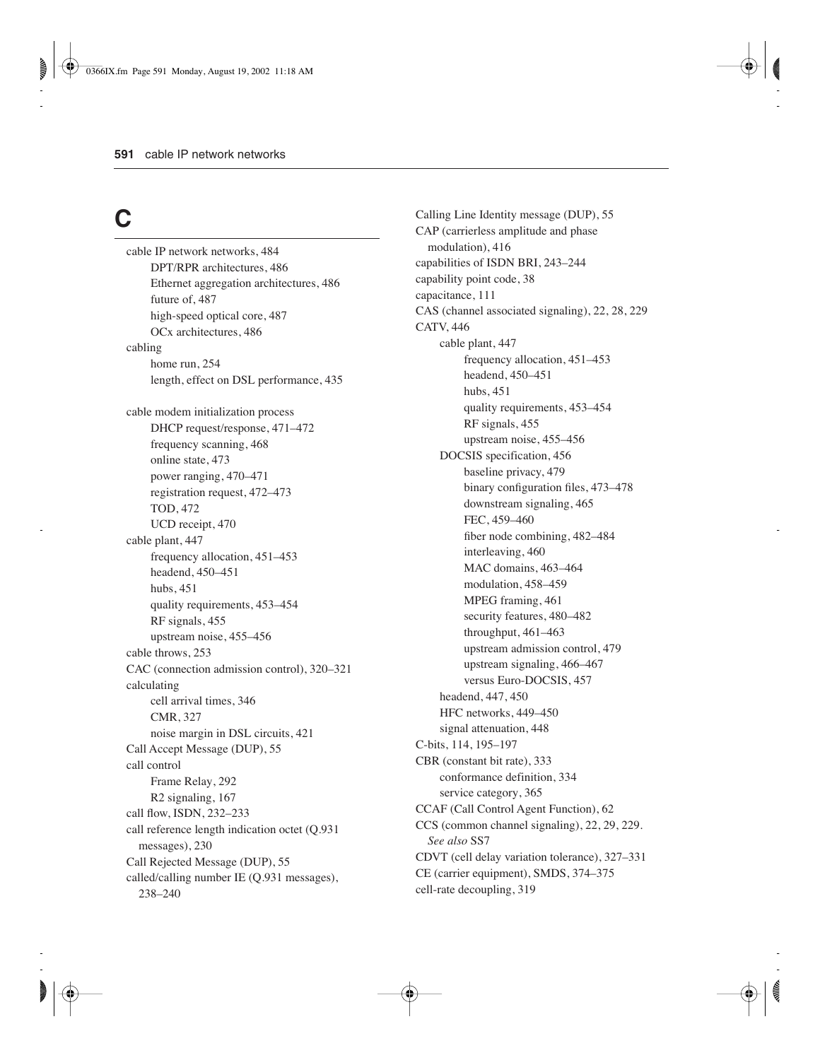# C

- cable IP network networks, 484
  - DPT/RPR architectures, 486
  - Ethernet aggregation architectures, 486
  - future of, 487
  - high-speed optical core, 487
  - OCx architectures, 486
- cabling
  - home run, 254
  - length, effect on DSL performance, 435
- cable modem initialization process
  - DHCP request/response, 471–472
  - frequency scanning, 468
  - online state, 473
  - power ranging, 470–471
  - registration request, 472–473
  - TOD, 472
  - UCD receipt, 470
- cable plant, 447
  - frequency allocation, 451–453
  - headend, 450–451
  - hubs, 451
  - quality requirements, 453–454
  - RF signals, 455
  - upstream noise, 455–456
- cable throws, 253
- CAC (connection admission control), 320–321
- calculating
  - cell arrival times, 346
  - CMR, 327
  - noise margin in DSL circuits, 421
- Call Accept Message (DUP), 55
- call control
  - Frame Relay, 292
  - R2 signaling, 167
- call flow, ISDN, 232–233
- call reference length indication octet (Q.931 messages), 230
- Call Rejected Message (DUP), 55
- called/calling number IE (Q.931 messages), 238–240
- Calling Line Identity message (DUP), 55
- CAP (carrierless amplitude and phase modulation), 416
- capabilities of ISDN BRI, 243–244
- capability point code, 38
- capacitance, 111
- CAS (channel associated signaling), 22, 28, 229
- CATV, 446
  - cable plant, 447
    - frequency allocation, 451–453
    - headend, 450–451
    - hubs, 451
    - quality requirements, 453–454
    - RF signals, 455
    - upstream noise, 455–456
  - DOCSIS specification, 456
    - baseline privacy, 479
    - binary configuration files, 473–478
    - downstream signaling, 465
    - FEC, 459–460
    - fiber node combining, 482–484
    - interleaving, 460
    - MAC domains, 463–464
    - modulation, 458–459
    - MPEG framing, 461
    - security features, 480–482
    - throughput, 461–463
    - upstream admission control, 479
    - upstream signaling, 466–467
    - versus Euro-DOCSIS, 457
  - headend, 447, 450
  - HFC networks, 449–450
  - signal attenuation, 448
- C-bits, 114, 195–197
- CBR (constant bit rate), 333
  - conformance definition, 334
  - service category, 365
- CCAF (Call Control Agent Function), 62
- CCS (common channel signaling), 22, 29, 229. *See also* SS7
- CDVT (cell delay variation tolerance), 327–331
- CE (carrier equipment), SMDS, 374–375
- cell-rate decoupling, 319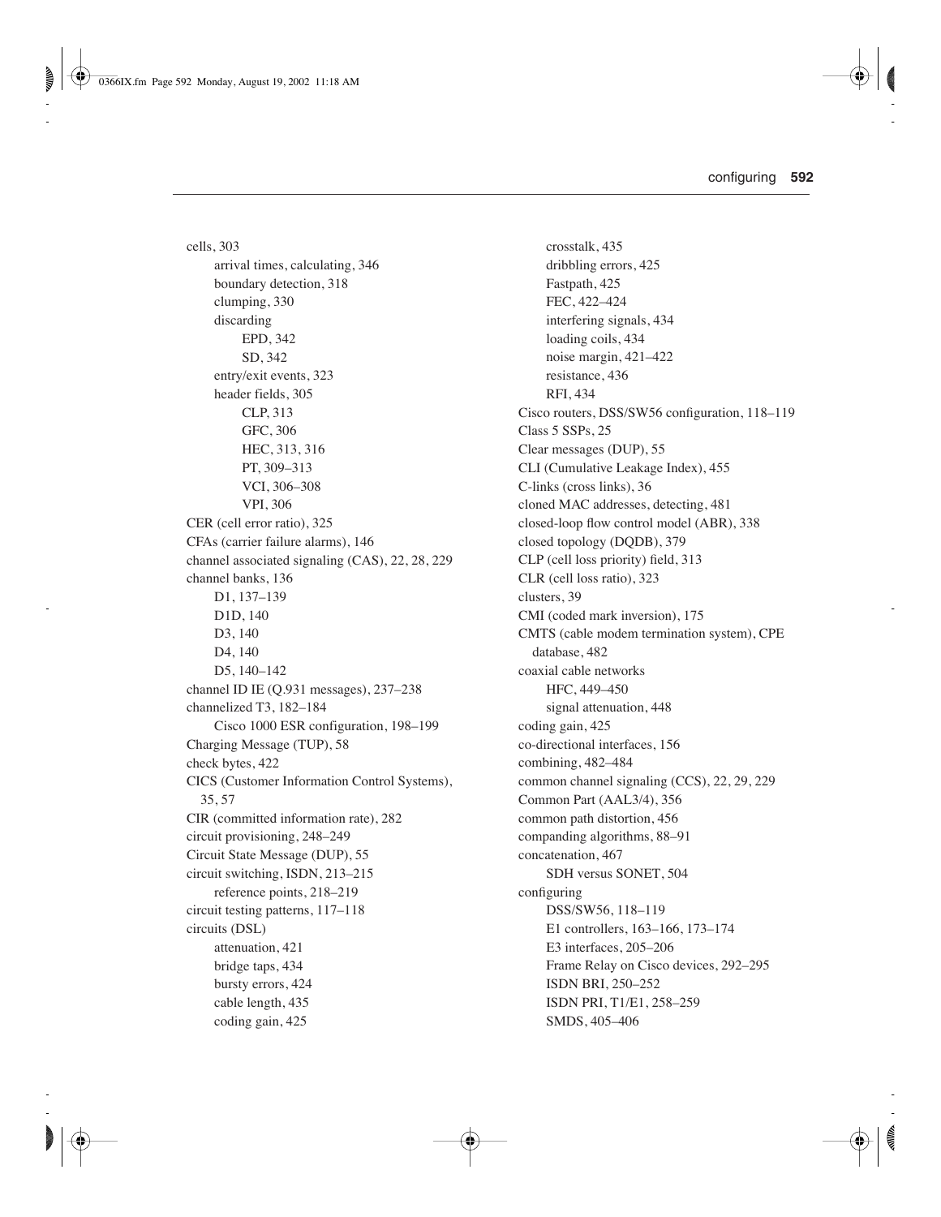cells, 303
- arrival times, calculating, 346
- boundary detection, 318
- clumping, 330
- discarding
  - EPD, 342
  - SD, 342
- entry/exit events, 323
- header fields, 305
  - CLP, 313
  - GFC, 306
  - HEC, 313, 316
  - PT, 309–313
  - VCI, 306–308
  - VPI, 306

CER (cell error ratio), 325

CFAs (carrier failure alarms), 146

channel associated signaling (CAS), 22, 28, 229

channel banks, 136
- D1, 137–139
- D1D, 140
- D3, 140
- D4, 140
- D5, 140–142

channel ID IE (Q.931 messages), 237–238

channelized T3, 182–184
- Cisco 1000 ESR configuration, 198–199

Charging Message (TUP), 58

check bytes, 422

CICS (Customer Information Control Systems), 35, 57

CIR (committed information rate), 282

circuit provisioning, 248–249

Circuit State Message (DUP), 55

circuit switching, ISDN, 213–215
- reference points, 218–219

circuit testing patterns, 117–118

circuits (DSL)
- attenuation, 421
- bridge taps, 434
- bursty errors, 424
- cable length, 435
- coding gain, 425
- crosstalk, 435
- dribbling errors, 425
- Fastpath, 425
- FEC, 422–424
- interfering signals, 434
- loading coils, 434
- noise margin, 421–422
- resistance, 436
- RFI, 434

Cisco routers, DSS/SW56 configuration, 118–119

Class 5 SSPs, 25

Clear messages (DUP), 55

CLI (Cumulative Leakage Index), 455

C-links (cross links), 36

cloned MAC addresses, detecting, 481

closed-loop flow control model (ABR), 338

closed topology (DQDB), 379

CLP (cell loss priority) field, 313

CLR (cell loss ratio), 323

clusters, 39

CMI (coded mark inversion), 175

CMTS (cable modem termination system), CPE database, 482

coaxial cable networks
- HFC, 449–450
- signal attenuation, 448

coding gain, 425

co-directional interfaces, 156

combining, 482–484

common channel signaling (CCS), 22, 29, 229

Common Part (AAL3/4), 356

common path distortion, 456

companding algorithms, 88–91

concatenation, 467
- SDH versus SONET, 504

configuring
- DSS/SW56, 118–119
- E1 controllers, 163–166, 173–174
- E3 interfaces, 205–206
- Frame Relay on Cisco devices, 292–295
- ISDN BRI, 250–252
- ISDN PRI, T1/E1, 258–259
- SMDS, 405–406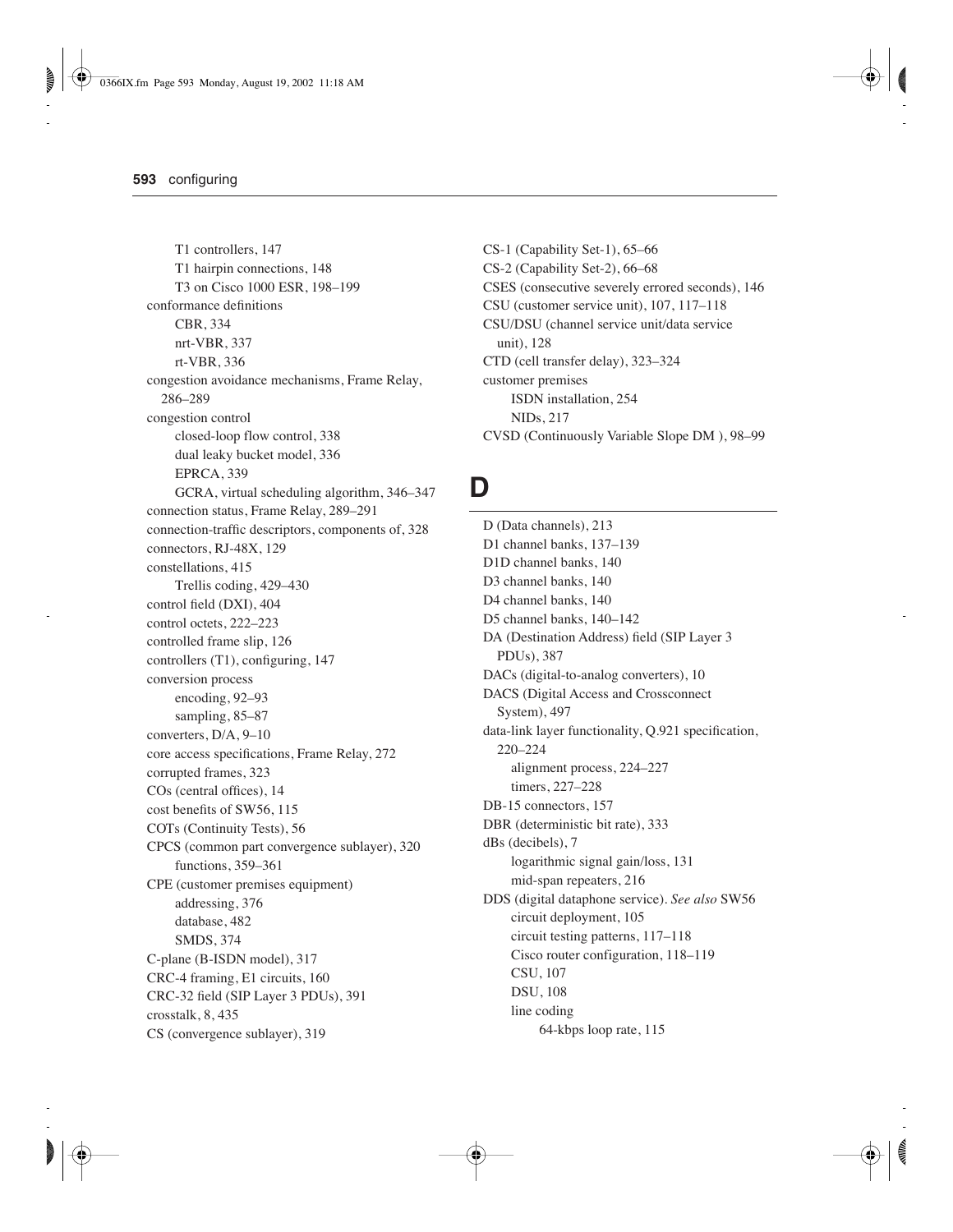T1 controllers, 147
T1 hairpin connections, 148
T3 on Cisco 1000 ESR, 198–199
conformance definitions
CBR, 334
nrt-VBR, 337
rt-VBR, 336
congestion avoidance mechanisms, Frame Relay, 286–289
congestion control
closed-loop flow control, 338
dual leaky bucket model, 336
EPRCA, 339
GCRA, virtual scheduling algorithm, 346–347
connection status, Frame Relay, 289–291
connection-traffic descriptors, components of, 328
connectors, RJ-48X, 129
constellations, 415
Trellis coding, 429–430
control field (DXI), 404
control octets, 222–223
controlled frame slip, 126
controllers (T1), configuring, 147
conversion process
encoding, 92–93
sampling, 85–87
converters, D/A, 9–10
core access specifications, Frame Relay, 272
corrupted frames, 323
COs (central offices), 14
cost benefits of SW56, 115
COTs (Continuity Tests), 56
CPCS (common part convergence sublayer), 320
functions, 359–361
CPE (customer premises equipment)
addressing, 376
database, 482
SMDS, 374
C-plane (B-ISDN model), 317
CRC-4 framing, E1 circuits, 160
CRC-32 field (SIP Layer 3 PDUs), 391
crosstalk, 8, 435
CS (convergence sublayer), 319
CS-1 (Capability Set-1), 65–66
CS-2 (Capability Set-2), 66–68
CSES (consecutive severely errored seconds), 146
CSU (customer service unit), 107, 117–118
CSU/DSU (channel service unit/data service unit), 128
CTD (cell transfer delay), 323–324
customer premises
ISDN installation, 254
NIDs, 217
CVSD (Continuously Variable Slope DM ), 98–99

# D

D (Data channels), 213
D1 channel banks, 137–139
D1D channel banks, 140
D3 channel banks, 140
D4 channel banks, 140
D5 channel banks, 140–142
DA (Destination Address) field (SIP Layer 3 PDUs), 387
DACs (digital-to-analog converters), 10
DACS (Digital Access and Crossconnect System), 497
data-link layer functionality, Q.921 specification, 220–224
alignment process, 224–227
timers, 227–228
DB-15 connectors, 157
DBR (deterministic bit rate), 333
dBs (decibels), 7
logarithmic signal gain/loss, 131
mid-span repeaters, 216
DDS (digital dataphone service). *See also* SW56
circuit deployment, 105
circuit testing patterns, 117–118
Cisco router configuration, 118–119
CSU, 107
DSU, 108
line coding
64-kbps loop rate, 115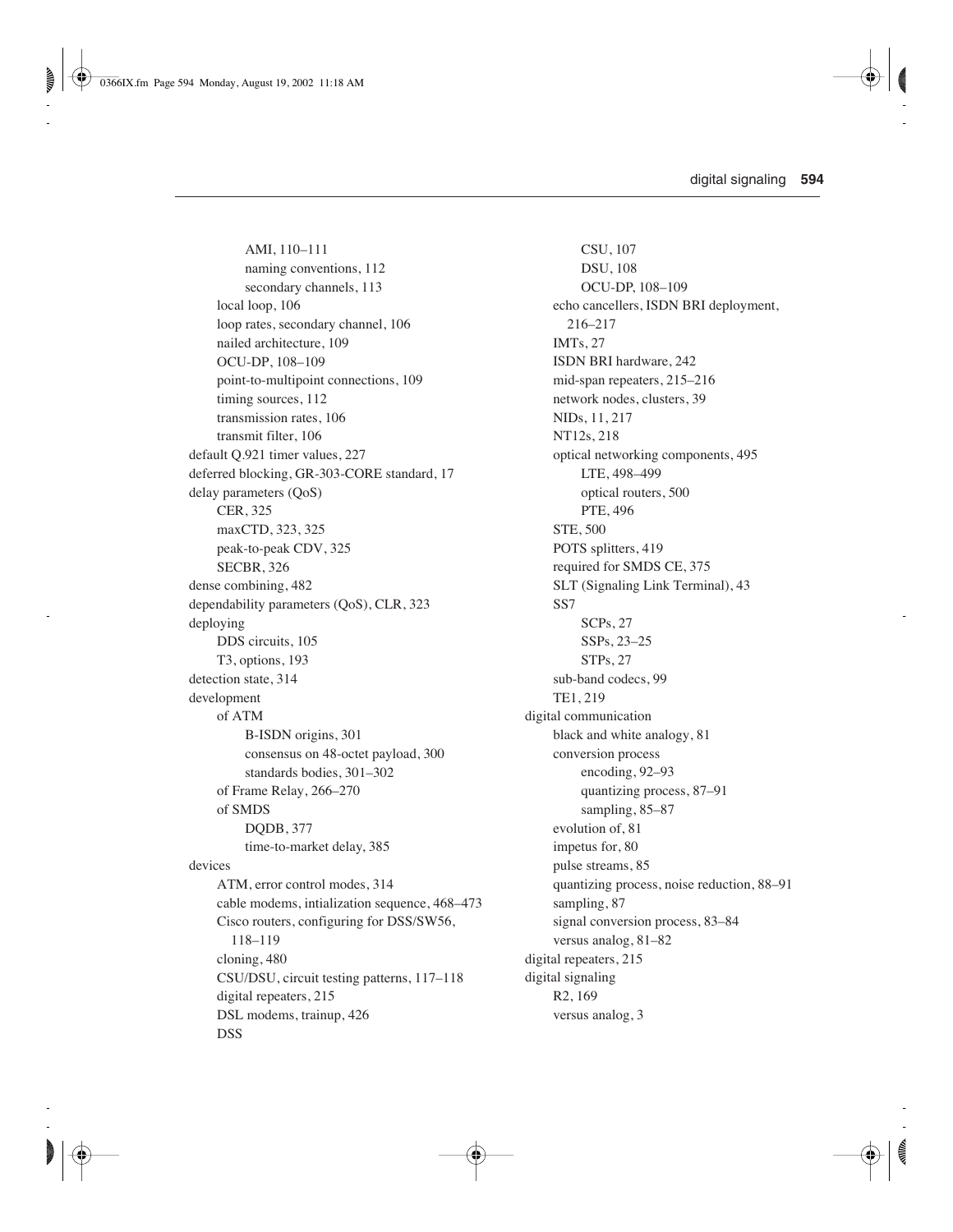- AMI, 110–111
    - naming conventions, 112
    - secondary channels, 113
  - local loop, 106
  - loop rates, secondary channel, 106
  - nailed architecture, 109
  - OCU-DP, 108–109
  - point-to-multipoint connections, 109
  - timing sources, 112
  - transmission rates, 106
  - transmit filter, 106
- default Q.921 timer values, 227
- deferred blocking, GR-303-CORE standard, 17
- delay parameters (QoS)
  - CER, 325
  - maxCTD, 323, 325
  - peak-to-peak CDV, 325
  - SECBR, 326
- dense combining, 482
- dependability parameters (QoS), CLR, 323
- deploying
  - DDS circuits, 105
  - T3, options, 193
- detection state, 314
- development
  - of ATM
    - B-ISDN origins, 301
    - consensus on 48-octet payload, 300
    - standards bodies, 301–302
  - of Frame Relay, 266–270
  - of SMDS
    - DQDB, 377
    - time-to-market delay, 385
- devices
  - ATM, error control modes, 314
  - cable modems, intialization sequence, 468–473
  - Cisco routers, configuring for DSS/SW56, 118–119
  - cloning, 480
  - CSU/DSU, circuit testing patterns, 117–118
  - digital repeaters, 215
  - DSL modems, trainup, 426
  - DSS
    - CSU, 107
    - DSU, 108
    - OCU-DP, 108–109
  - echo cancellers, ISDN BRI deployment, 216–217
  - IMTs, 27
  - ISDN BRI hardware, 242
  - mid-span repeaters, 215–216
  - network nodes, clusters, 39
  - NIDs, 11, 217
  - NT12s, 218
  - optical networking components, 495
    - LTE, 498–499
    - optical routers, 500
    - PTE, 496
  - STE, 500
  - POTS splitters, 419
  - required for SMDS CE, 375
  - SLT (Signaling Link Terminal), 43
  - SS7
    - SCPs, 27
    - SSPs, 23–25
    - STPs, 27
  - sub-band codecs, 99
  - TE1, 219
- digital communication
  - black and white analogy, 81
  - conversion process
    - encoding, 92–93
    - quantizing process, 87–91
    - sampling, 85–87
  - evolution of, 81
  - impetus for, 80
  - pulse streams, 85
  - quantizing process, noise reduction, 88–91
  - sampling, 87
  - signal conversion process, 83–84
  - versus analog, 81–82
- digital repeaters, 215
- digital signaling
  - R2, 169
  - versus analog, 3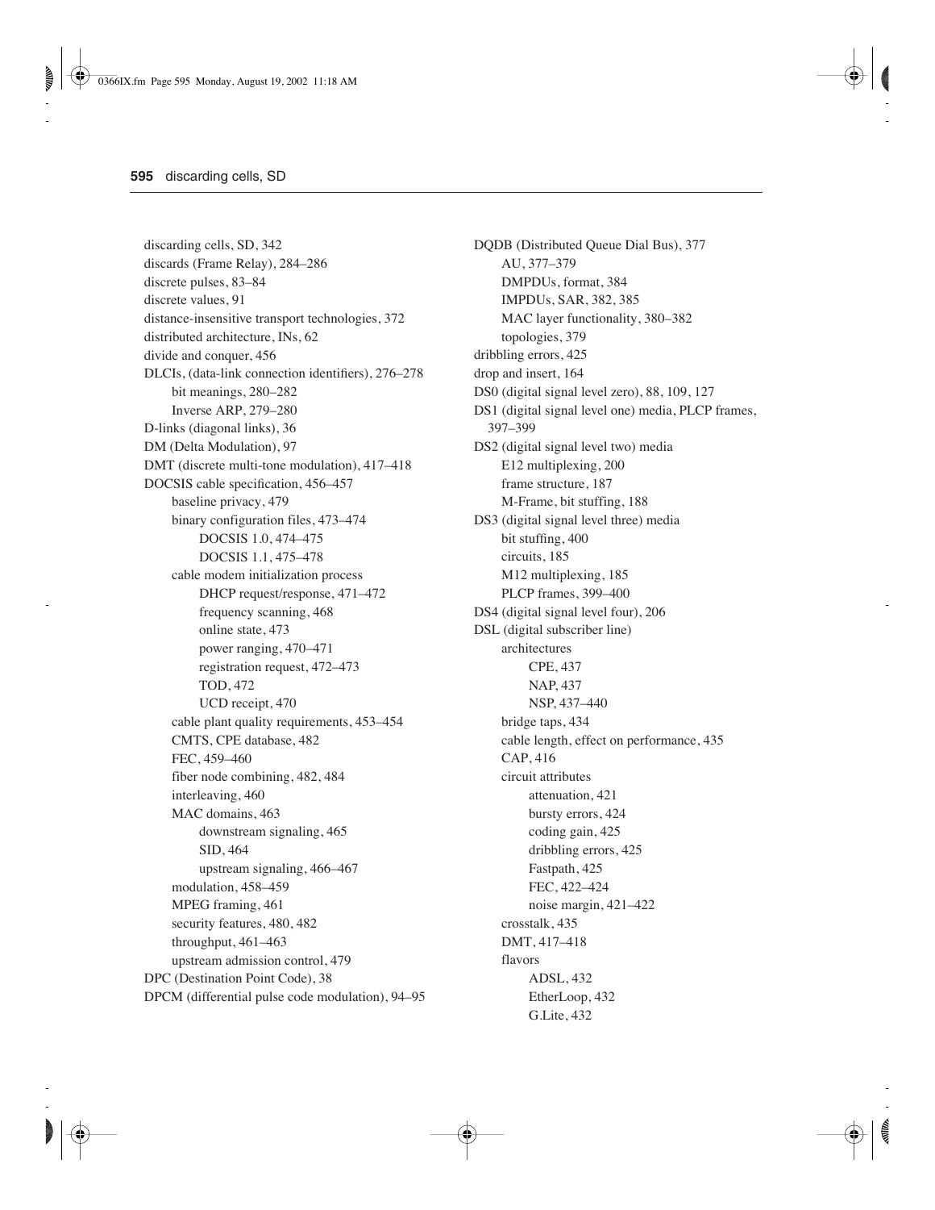discarding cells, SD, 342
discards (Frame Relay), 284–286
discrete pulses, 83–84
discrete values, 91
distance-insensitive transport technologies, 372
distributed architecture, INs, 62
divide and conquer, 456
DLCIs, (data-link connection identifiers), 276–278
- bit meanings, 280–282
- Inverse ARP, 279–280

D-links (diagonal links), 36
DM (Delta Modulation), 97
DMT (discrete multi-tone modulation), 417–418
DOCSIS cable specification, 456–457
- baseline privacy, 479
- binary configuration files, 473–474
  - DOCSIS 1.0, 474–475
  - DOCSIS 1.1, 475–478
- cable modem initialization process
  - DHCP request/response, 471–472
  - frequency scanning, 468
  - online state, 473
  - power ranging, 470–471
  - registration request, 472–473
  - TOD, 472
  - UCD receipt, 470
- cable plant quality requirements, 453–454
- CMTS, CPE database, 482
- FEC, 459–460
- fiber node combining, 482, 484
- interleaving, 460
- MAC domains, 463
  - downstream signaling, 465
  - SID, 464
  - upstream signaling, 466–467
- modulation, 458–459
- MPEG framing, 461
- security features, 480, 482
- throughput, 461–463
- upstream admission control, 479

DPC (Destination Point Code), 38
DPCM (differential pulse code modulation), 94–95
DQDB (Distributed Queue Dial Bus), 377
- AU, 377–379
- DMPDUs, format, 384
- IMPDUs, SAR, 382, 385
- MAC layer functionality, 380–382
- topologies, 379

dribbling errors, 425
drop and insert, 164
DS0 (digital signal level zero), 88, 109, 127
DS1 (digital signal level one) media, PLCP frames, 397–399
DS2 (digital signal level two) media
- E12 multiplexing, 200
- frame structure, 187
- M-Frame, bit stuffing, 188

DS3 (digital signal level three) media
- bit stuffing, 400
- circuits, 185
- M12 multiplexing, 185
- PLCP frames, 399–400

DS4 (digital signal level four), 206
DSL (digital subscriber line)
- architectures
  - CPE, 437
  - NAP, 437
  - NSP, 437–440
- bridge taps, 434
- cable length, effect on performance, 435
- CAP, 416
- circuit attributes
  - attenuation, 421
  - bursty errors, 424
  - coding gain, 425
  - dribbling errors, 425
  - Fastpath, 425
  - FEC, 422–424
  - noise margin, 421–422
- crosstalk, 435
- DMT, 417–418
- flavors
  - ADSL, 432
  - EtherLoop, 432
  - G.Lite, 432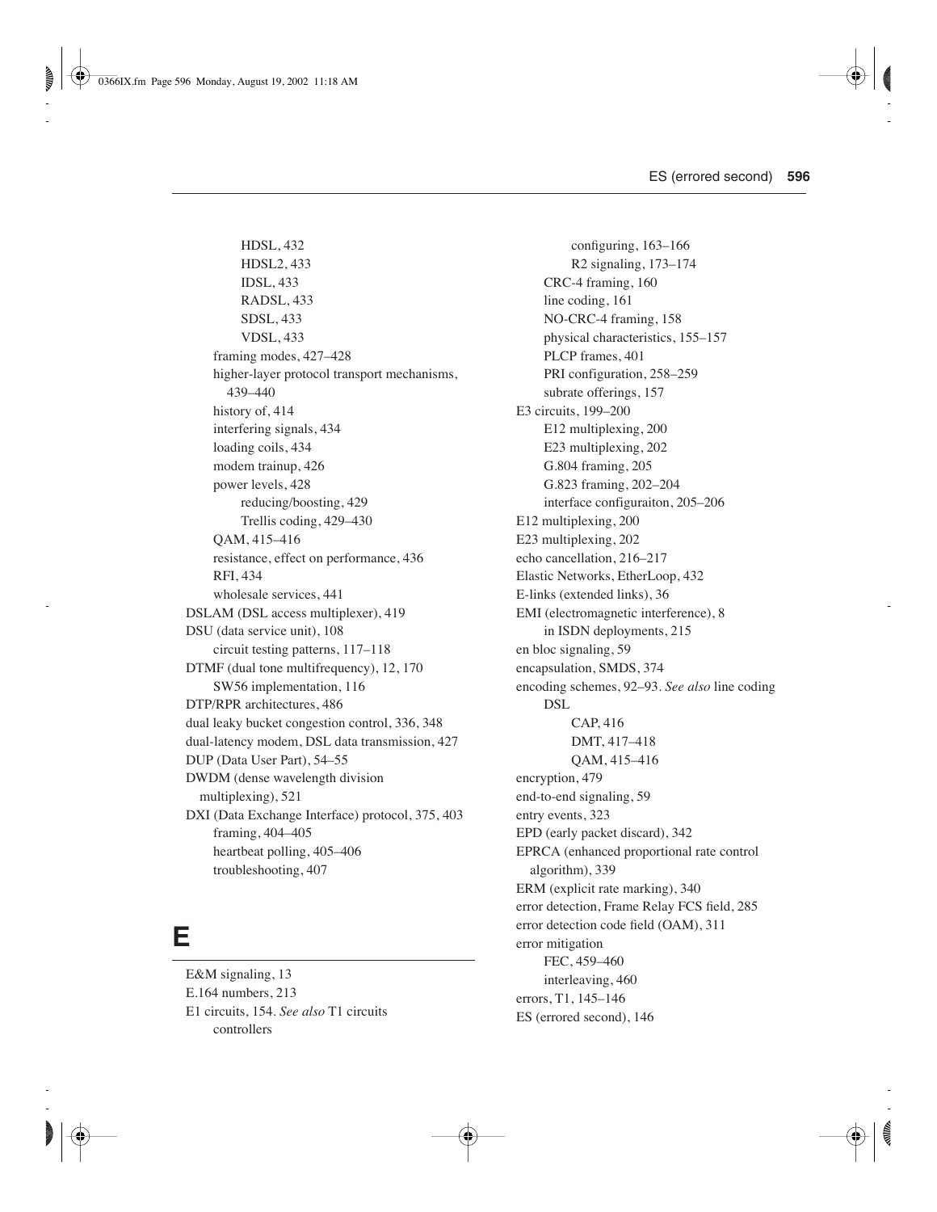HDSL, 432
HDSL2, 433
IDSL, 433
RADSL, 433
SDSL, 433
VDSL, 433
framing modes, 427–428
higher-layer protocol transport mechanisms, 439–440
history of, 414
interfering signals, 434
loading coils, 434
modem trainup, 426
power levels, 428
reducing/boosting, 429
Trellis coding, 429–430
QAM, 415–416
resistance, effect on performance, 436
RFI, 434
wholesale services, 441
DSLAM (DSL access multiplexer), 419
DSU (data service unit), 108
circuit testing patterns, 117–118
DTMF (dual tone multifrequency), 12, 170
SW56 implementation, 116
DTP/RPR architectures, 486
dual leaky bucket congestion control, 336, 348
dual-latency modem, DSL data transmission, 427
DUP (Data User Part), 54–55
DWDM (dense wavelength division multiplexing), 521
DXI (Data Exchange Interface) protocol, 375, 403
framing, 404–405
heartbeat polling, 405–406
troubleshooting, 407

# E

E&M signaling, 13
E.164 numbers, 213
E1 circuits, 154. *See also* T1 circuits
controllers
configuring, 163–166
R2 signaling, 173–174
CRC-4 framing, 160
line coding, 161
NO-CRC-4 framing, 158
physical characteristics, 155–157
PLCP frames, 401
PRI configuration, 258–259
subrate offerings, 157
E3 circuits, 199–200
E12 multiplexing, 200
E23 multiplexing, 202
G.804 framing, 205
G.823 framing, 202–204
interface configuraiton, 205–206
E12 multiplexing, 200
E23 multiplexing, 202
echo cancellation, 216–217
Elastic Networks, EtherLoop, 432
E-links (extended links), 36
EMI (electromagnetic interference), 8
in ISDN deployments, 215
en bloc signaling, 59
encapsulation, SMDS, 374
encoding schemes, 92–93. *See also* line coding
DSL
CAP, 416
DMT, 417–418
QAM, 415–416
encryption, 479
end-to-end signaling, 59
entry events, 323
EPD (early packet discard), 342
EPRCA (enhanced proportional rate control algorithm), 339
ERM (explicit rate marking), 340
error detection, Frame Relay FCS field, 285
error detection code field (OAM), 311
error mitigation
FEC, 459–460
interleaving, 460
errors, T1, 145–146
ES (errored second), 146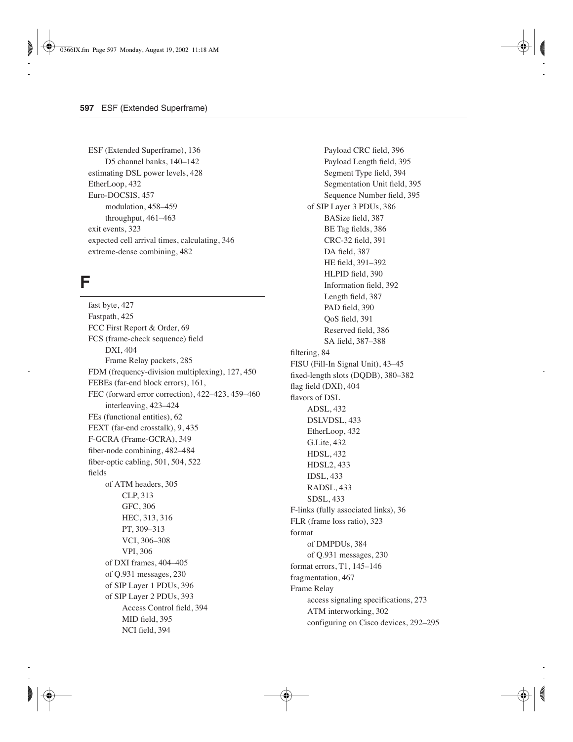ESF (Extended Superframe), 136
- D5 channel banks, 140–142

estimating DSL power levels, 428
EtherLoop, 432
Euro-DOCSIS, 457
- modulation, 458–459
- throughput, 461–463

exit events, 323
expected cell arrival times, calculating, 346
extreme-dense combining, 482

## F

fast byte, 427
Fastpath, 425
FCC First Report & Order, 69
FCS (frame-check sequence) field
- DXI, 404
- Frame Relay packets, 285

FDM (frequency-division multiplexing), 127, 450
FEBEs (far-end block errors), 161,
FEC (forward error correction), 422–423, 459–460
- interleaving, 423–424

FEs (functional entities), 62
FEXT (far-end crosstalk), 9, 435
F-GCRA (Frame-GCRA), 349
fiber-node combining, 482–484
fiber-optic cabling, 501, 504, 522
fields
- of ATM headers, 305
  - CLP, 313
  - GFC, 306
  - HEC, 313, 316
  - PT, 309–313
  - VCI, 306–308
  - VPI, 306
- of DXI frames, 404–405
- of Q.931 messages, 230
- of SIP Layer 1 PDUs, 396
- of SIP Layer 2 PDUs, 393
  - Access Control field, 394
  - MID field, 395
  - NCI field, 394
  - Payload CRC field, 396
  - Payload Length field, 395
  - Segment Type field, 394
  - Segmentation Unit field, 395
  - Sequence Number field, 395
- of SIP Layer 3 PDUs, 386
  - BASize field, 387
  - BE Tag fields, 386
  - CRC-32 field, 391
  - DA field, 387
  - HE field, 391–392
  - HLPID field, 390
  - Information field, 392
  - Length field, 387
  - PAD field, 390
  - QoS field, 391
  - Reserved field, 386
  - SA field, 387–388

filtering, 84
FISU (Fill-In Signal Unit), 43–45
fixed-length slots (DQDB), 380–382
flag field (DXI), 404
flavors of DSL
- ADSL, 432
- DSLVDSL, 433
- EtherLoop, 432
- G.Lite, 432
- HDSL, 432
- HDSL2, 433
- IDSL, 433
- RADSL, 433
- SDSL, 433

F-links (fully associated links), 36
FLR (frame loss ratio), 323
format
- of DMPDUs, 384
- of Q.931 messages, 230

format errors, T1, 145–146
fragmentation, 467
Frame Relay
- access signaling specifications, 273
- ATM interworking, 302
- configuring on Cisco devices, 292–295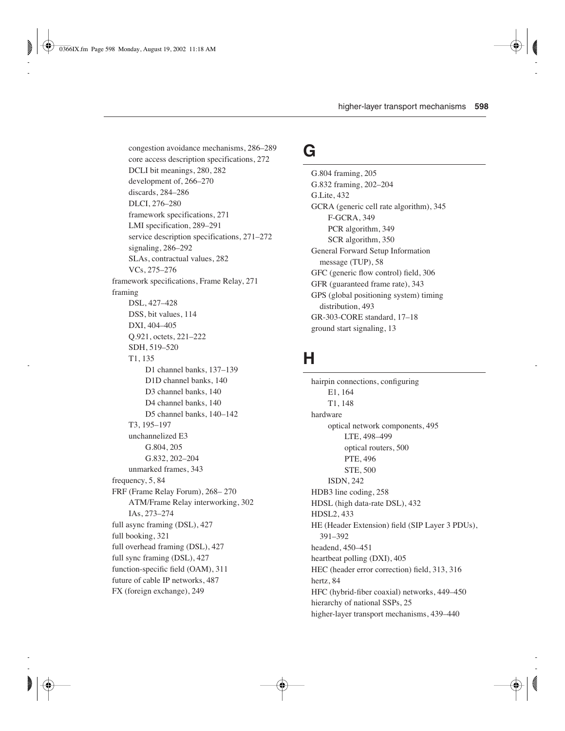- congestion avoidance mechanisms, 286–289
  - core access description specifications, 272
  - DCLI bit meanings, 280, 282
  - development of, 266–270
  - discards, 284–286
  - DLCI, 276–280
  - framework specifications, 271
  - LMI specification, 289–291
  - service description specifications, 271–272
  - signaling, 286–292
  - SLAs, contractual values, 282
  - VCs, 275–276
- framework specifications, Frame Relay, 271
- framing
  - DSL, 427–428
  - DSS, bit values, 114
  - DXI, 404–405
  - Q.921, octets, 221–222
  - SDH, 519–520
  - T1, 135
    - D1 channel banks, 137–139
    - D1D channel banks, 140
    - D3 channel banks, 140
    - D4 channel banks, 140
    - D5 channel banks, 140–142
  - T3, 195–197
  - unchannelized E3
    - G.804, 205
    - G.832, 202–204
  - unmarked frames, 343
- frequency, 5, 84
- FRF (Frame Relay Forum), 268– 270
  - ATM/Frame Relay interworking, 302
  - IAs, 273–274
- full async framing (DSL), 427
- full booking, 321
- full overhead framing (DSL), 427
- full sync framing (DSL), 427
- function-specific field (OAM), 311
- future of cable IP networks, 487
- FX (foreign exchange), 249

# G

- G.804 framing, 205
- G.832 framing, 202–204
- G.Lite, 432
- GCRA (generic cell rate algorithm), 345
  - F-GCRA, 349
  - PCR algorithm, 349
  - SCR algorithm, 350
- General Forward Setup Information message (TUP), 58
- GFC (generic flow control) field, 306
- GFR (guaranteed frame rate), 343
- GPS (global positioning system) timing distribution, 493
- GR-303-CORE standard, 17–18
- ground start signaling, 13

# H

- hairpin connections, configuring
  - E1, 164
  - T1, 148
- hardware
  - optical network components, 495
    - LTE, 498–499
    - optical routers, 500
    - PTE, 496
    - STE, 500
  - ISDN, 242
- HDB3 line coding, 258
- HDSL (high data-rate DSL), 432
- HDSL2, 433
- HE (Header Extension) field (SIP Layer 3 PDUs), 391–392
- headend, 450–451
- heartbeat polling (DXI), 405
- HEC (header error correction) field, 313, 316
- hertz, 84
- HFC (hybrid-fiber coaxial) networks, 449–450
- hierarchy of national SSPs, 25
- higher-layer transport mechanisms, 439–440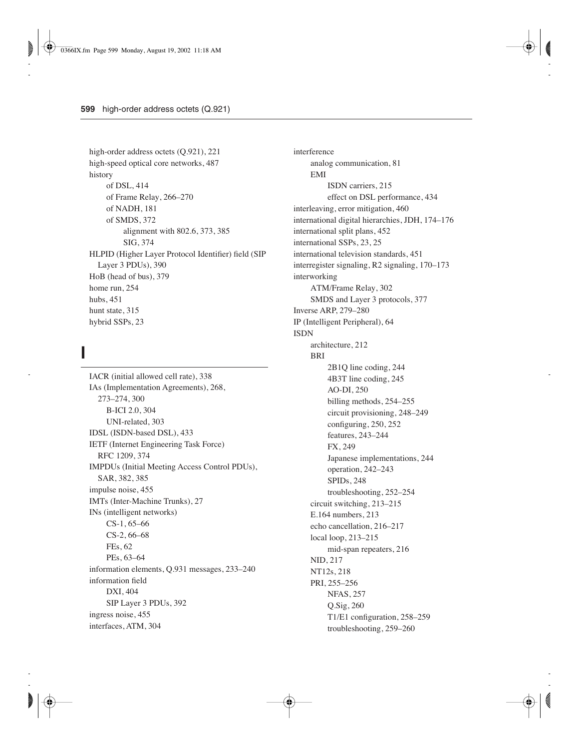high-order address octets (Q.921), 221
high-speed optical core networks, 487
history
- of DSL, 414
- of Frame Relay, 266–270
- of NADH, 181
- of SMDS, 372
  - alignment with 802.6, 373, 385
  - SIG, 374

HLPID (Higher Layer Protocol Identifier) field (SIP Layer 3 PDUs), 390
HoB (head of bus), 379
home run, 254
hubs, 451
hunt state, 315
hybrid SSPs, 23

# I

IACR (initial allowed cell rate), 338
IAs (Implementation Agreements), 268, 273–274, 300
- B-ICI 2.0, 304
- UNI-related, 303

IDSL (ISDN-based DSL), 433
IETF (Internet Engineering Task Force) RFC 1209, 374
IMPDUs (Initial Meeting Access Control PDUs), SAR, 382, 385
impulse noise, 455
IMTs (Inter-Machine Trunks), 27
INs (intelligent networks)
- CS-1, 65–66
- CS-2, 66–68
- FEs, 62
- PEs, 63–64

information elements, Q.931 messages, 233–240
information field
- DXI, 404
- SIP Layer 3 PDUs, 392

ingress noise, 455
interfaces, ATM, 304
interference
- analog communication, 81
- EMI
  - ISDN carriers, 215
  - effect on DSL performance, 434

interleaving, error mitigation, 460
international digital hierarchies, JDH, 174–176
international split plans, 452
international SSPs, 23, 25
international television standards, 451
interregister signaling, R2 signaling, 170–173
interworking
- ATM/Frame Relay, 302
- SMDS and Layer 3 protocols, 377

Inverse ARP, 279–280
IP (Intelligent Peripheral), 64
ISDN
- architecture, 212
- BRI
  - 2B1Q line coding, 244
  - 4B3T line coding, 245
  - AO-DI, 250
  - billing methods, 254–255
  - circuit provisioning, 248–249
  - configuring, 250, 252
  - features, 243–244
  - FX, 249
  - Japanese implementations, 244
  - operation, 242–243
  - SPIDs, 248
  - troubleshooting, 252–254
- circuit switching, 213–215
- E.164 numbers, 213
- echo cancellation, 216–217
- local loop, 213–215
  - mid-span repeaters, 216
- NID, 217
- NT12s, 218
- PRI, 255–256
  - NFAS, 257
  - Q.Sig, 260
  - T1/E1 configuration, 258–259
  - troubleshooting, 259–260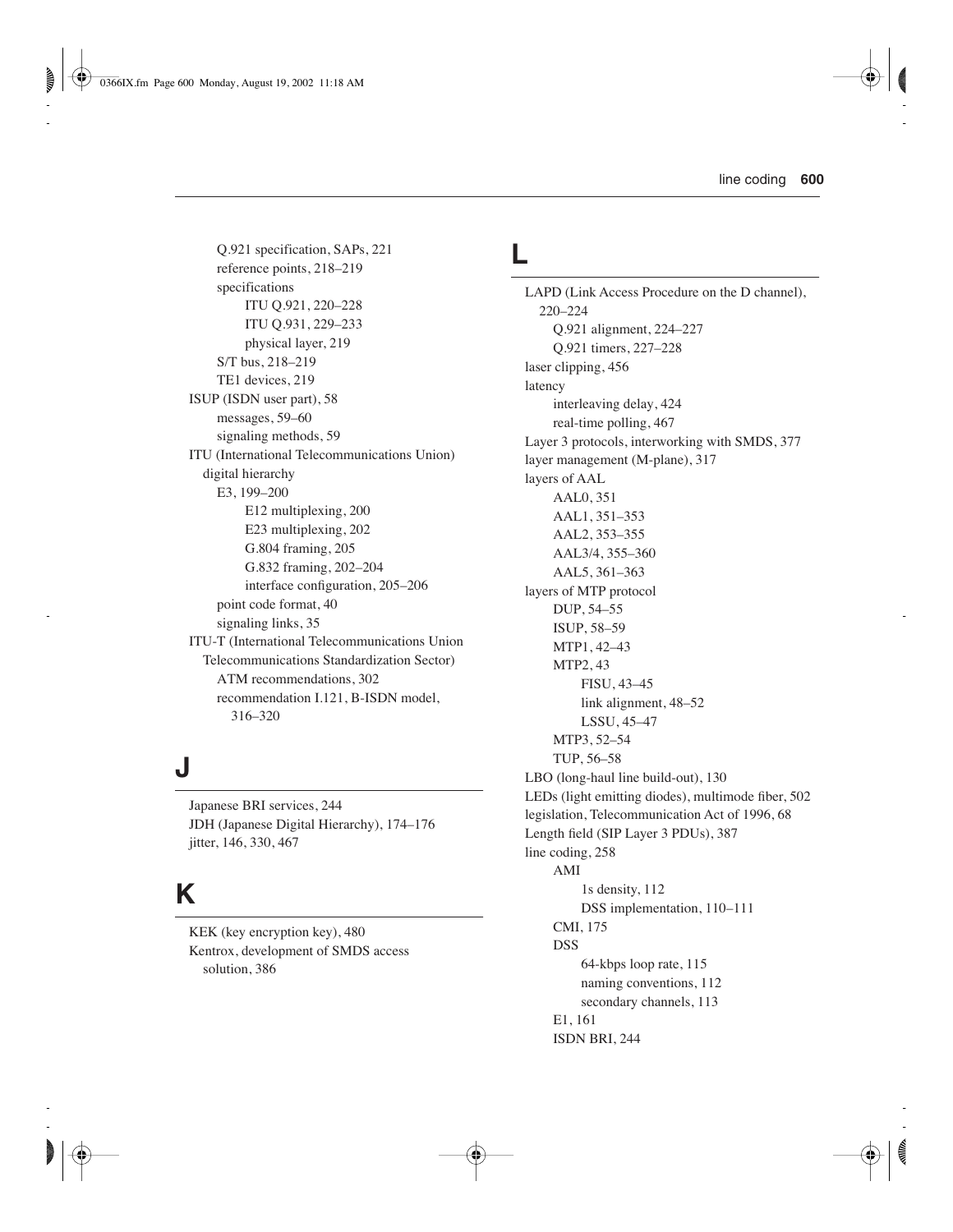- Q.921 specification, SAPs, 221
- reference points, 218–219
- specifications
  - ITU Q.921, 220–228
  - ITU Q.931, 229–233
  - physical layer, 219
- S/T bus, 218–219
- TE1 devices, 219

ISUP (ISDN user part), 58
- messages, 59–60
- signaling methods, 59

ITU (International Telecommunications Union) digital hierarchy
- E3, 199–200
  - E12 multiplexing, 200
  - E23 multiplexing, 202
  - G.804 framing, 205
  - G.832 framing, 202–204
  - interface configuration, 205–206
- point code format, 40
- signaling links, 35

ITU-T (International Telecommunications Union Telecommunications Standardization Sector)
- ATM recommendations, 302
- recommendation I.121, B-ISDN model, 316–320

## J

Japanese BRI services, 244

JDH (Japanese Digital Hierarchy), 174–176

jitter, 146, 330, 467

## K

KEK (key encryption key), 480

Kentrox, development of SMDS access solution, 386

## L

LAPD (Link Access Procedure on the D channel), 220–224
- Q.921 alignment, 224–227
- Q.921 timers, 227–228

laser clipping, 456

latency
- interleaving delay, 424
- real-time polling, 467

Layer 3 protocols, interworking with SMDS, 377

layer management (M-plane), 317

layers of AAL
- AAL0, 351
- AAL1, 351–353
- AAL2, 353–355
- AAL3/4, 355–360
- AAL5, 361–363

layers of MTP protocol
- DUP, 54–55
- ISUP, 58–59
- MTP1, 42–43
- MTP2, 43
  - FISU, 43–45
  - link alignment, 48–52
  - LSSU, 45–47
- MTP3, 52–54
- TUP, 56–58

LBO (long-haul line build-out), 130

LEDs (light emitting diodes), multimode fiber, 502

legislation, Telecommunication Act of 1996, 68

Length field (SIP Layer 3 PDUs), 387

line coding, 258
- AMI
  - 1s density, 112
  - DSS implementation, 110–111
- CMI, 175
- DSS
  - 64-kbps loop rate, 115
  - naming conventions, 112
  - secondary channels, 113
- E1, 161
- ISDN BRI, 244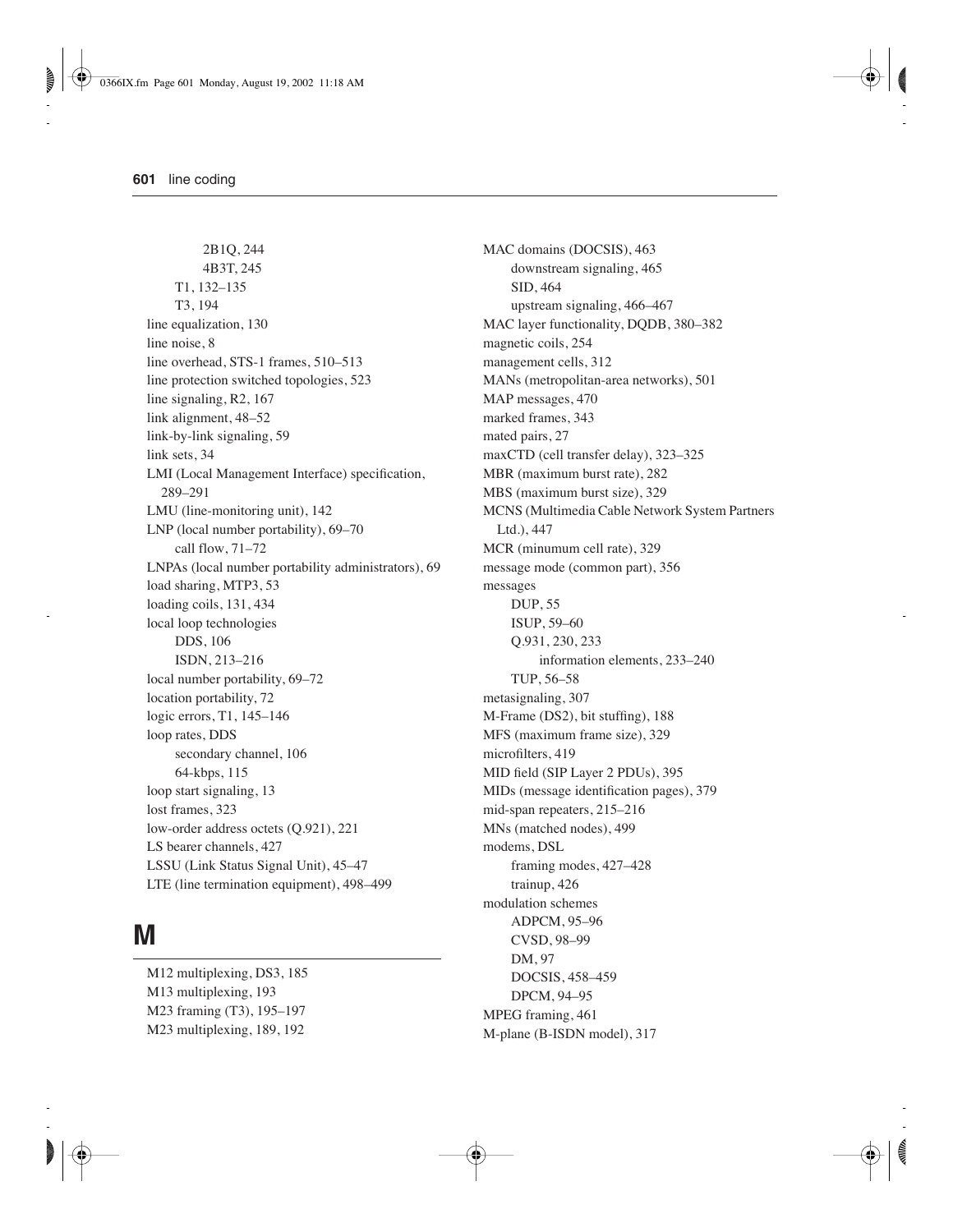- 2B1Q, 244
- 4B3T, 245
- T1, 132–135
- T3, 194

line equalization, 130
line noise, 8
line overhead, STS-1 frames, 510–513
line protection switched topologies, 523
line signaling, R2, 167
link alignment, 48–52
link-by-link signaling, 59
link sets, 34
LMI (Local Management Interface) specification, 289–291
LMU (line-monitoring unit), 142
LNP (local number portability), 69–70
- call flow, 71–72

LNPAs (local number portability administrators), 69
load sharing, MTP3, 53
loading coils, 131, 434
local loop technologies
- DDS, 106
- ISDN, 213–216

local number portability, 69–72
location portability, 72
logic errors, T1, 145–146
loop rates, DDS
- secondary channel, 106
- 64-kbps, 115

loop start signaling, 13
lost frames, 323
low-order address octets (Q.921), 221
LS bearer channels, 427
LSSU (Link Status Signal Unit), 45–47
LTE (line termination equipment), 498–499

# M

M12 multiplexing, DS3, 185
M13 multiplexing, 193
M23 framing (T3), 195–197
M23 multiplexing, 189, 192
MAC domains (DOCSIS), 463
- downstream signaling, 465
- SID, 464
- upstream signaling, 466–467

MAC layer functionality, DQDB, 380–382
magnetic coils, 254
management cells, 312
MANs (metropolitan-area networks), 501
MAP messages, 470
marked frames, 343
mated pairs, 27
maxCTD (cell transfer delay), 323–325
MBR (maximum burst rate), 282
MBS (maximum burst size), 329
MCNS (Multimedia Cable Network System Partners Ltd.), 447
MCR (minumum cell rate), 329
message mode (common part), 356
messages
- DUP, 55
- ISUP, 59–60
- Q.931, 230, 233
  - information elements, 233–240
- TUP, 56–58

metasignaling, 307
M-Frame (DS2), bit stuffing), 188
MFS (maximum frame size), 329
microfilters, 419
MID field (SIP Layer 2 PDUs), 395
MIDs (message identification pages), 379
mid-span repeaters, 215–216
MNs (matched nodes), 499
modems, DSL
- framing modes, 427–428
- trainup, 426

modulation schemes
- ADPCM, 95–96
- CVSD, 98–99
- DM, 97
- DOCSIS, 458–459
- DPCM, 94–95

MPEG framing, 461
M-plane (B-ISDN model), 317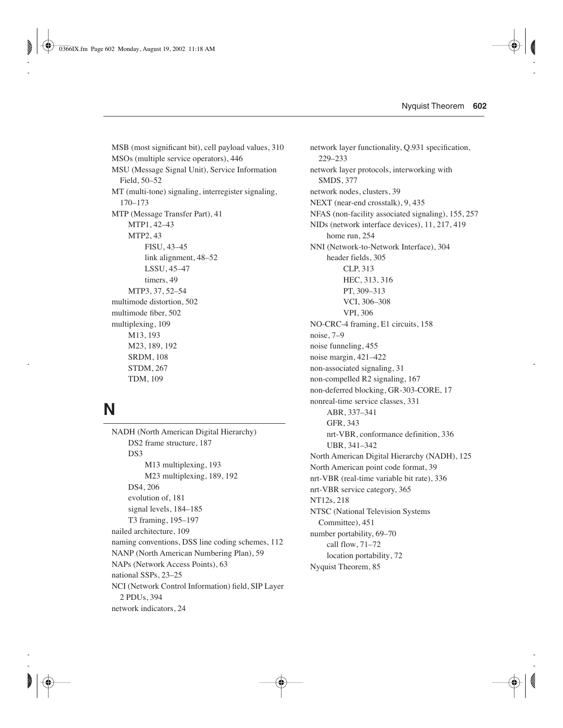MSB (most significant bit), cell payload values, 310
MSOs (multiple service operators), 446
MSU (Message Signal Unit), Service Information Field, 50–52
MT (multi-tone) signaling, interregister signaling, 170–173
MTP (Message Transfer Part), 41
- MTP1, 42–43
- MTP2, 43
  - FISU, 43–45
  - link alignment, 48–52
  - LSSU, 45–47
  - timers, 49
- MTP3, 37, 52–54

multimode distortion, 502
multimode fiber, 502
multiplexing, 109
- M13, 193
- M23, 189, 192
- SRDM, 108
- STDM, 267
- TDM, 109

## N

NADH (North American Digital Hierarchy)
- DS2 frame structure, 187
- DS3
  - M13 multiplexing, 193
  - M23 multiplexing, 189, 192
- DS4, 206
- evolution of, 181
- signal levels, 184–185
- T3 framing, 195–197

nailed architecture, 109
naming conventions, DSS line coding schemes, 112
NANP (North American Numbering Plan), 59
NAPs (Network Access Points), 63
national SSPs, 23–25
NCI (Network Control Information) field, SIP Layer 2 PDUs, 394
network indicators, 24
network layer functionality, Q.931 specification, 229–233
network layer protocols, interworking with SMDS, 377
network nodes, clusters, 39
NEXT (near-end crosstalk), 9, 435
NFAS (non-facility associated signaling), 155, 257
NIDs (network interface devices), 11, 217, 419
- home run, 254

NNI (Network-to-Network Interface), 304
- header fields, 305
  - CLP, 313
  - HEC, 313, 316
  - PT, 309–313
  - VCI, 306–308
  - VPI, 306

NO-CRC-4 framing, E1 circuits, 158
noise, 7–9
noise funneling, 455
noise margin, 421–422
non-associated signaling, 31
non-compelled R2 signaling, 167
non-deferred blocking, GR-303-CORE, 17
nonreal-time service classes, 331
- ABR, 337–341
- GFR, 343
- nrt-VBR, conformance definition, 336
- UBR, 341–342

North American Digital Hierarchy (NADH), 125
North American point code format, 39
nrt-VBR (real-time variable bit rate), 336
nrt-VBR service category, 365
NT12s, 218
NTSC (National Television Systems Committee), 451
number portability, 69–70
- call flow, 71–72
- location portability, 72

Nyquist Theorem, 85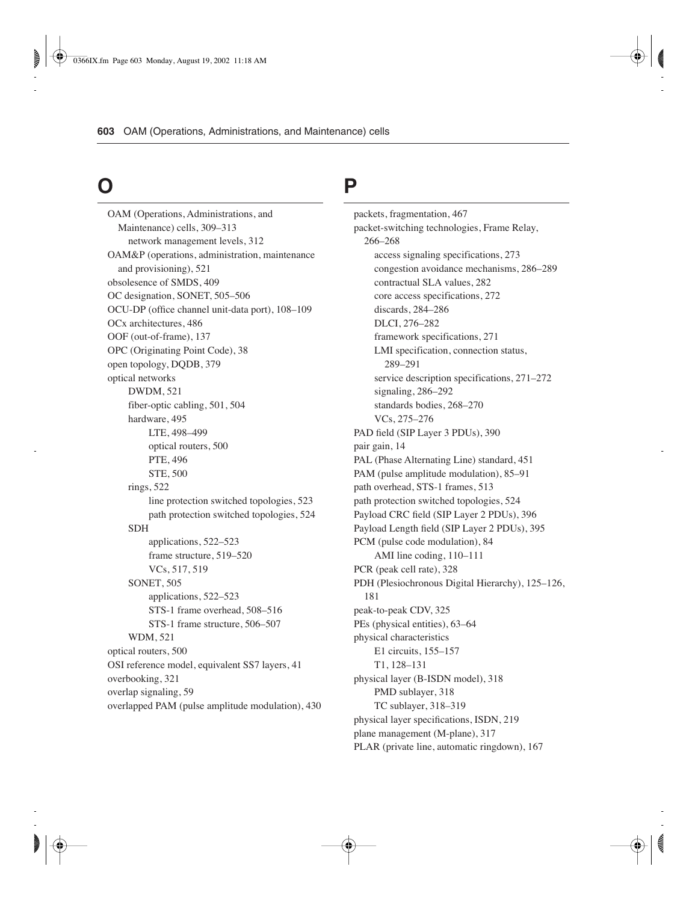# O

- OAM (Operations, Administrations, and Maintenance) cells, 309–313
  - network management levels, 312
- OAM&P (operations, administration, maintenance and provisioning), 521
- obsolesence of SMDS, 409
- OC designation, SONET, 505–506
- OCU-DP (office channel unit-data port), 108–109
- OCx architectures, 486
- OOF (out-of-frame), 137
- OPC (Originating Point Code), 38
- open topology, DQDB, 379
- optical networks
  - DWDM, 521
  - fiber-optic cabling, 501, 504
  - hardware, 495
    - LTE, 498–499
    - optical routers, 500
    - PTE, 496
    - STE, 500
  - rings, 522
    - line protection switched topologies, 523
    - path protection switched topologies, 524
  - SDH
    - applications, 522–523
    - frame structure, 519–520
    - VCs, 517, 519
  - SONET, 505
    - applications, 522–523
    - STS-1 frame overhead, 508–516
    - STS-1 frame structure, 506–507
  - WDM, 521
- optical routers, 500
- OSI reference model, equivalent SS7 layers, 41
- overbooking, 321
- overlap signaling, 59
- overlapped PAM (pulse amplitude modulation), 430

# P

- packets, fragmentation, 467
- packet-switching technologies, Frame Relay, 266–268
  - access signaling specifications, 273
  - congestion avoidance mechanisms, 286–289
  - contractual SLA values, 282
  - core access specifications, 272
  - discards, 284–286
  - DLCI, 276–282
  - framework specifications, 271
  - LMI specification, connection status, 289–291
  - service description specifications, 271–272
  - signaling, 286–292
  - standards bodies, 268–270
  - VCs, 275–276
- PAD field (SIP Layer 3 PDUs), 390
- pair gain, 14
- PAL (Phase Alternating Line) standard, 451
- PAM (pulse amplitude modulation), 85–91
- path overhead, STS-1 frames, 513
- path protection switched topologies, 524
- Payload CRC field (SIP Layer 2 PDUs), 396
- Payload Length field (SIP Layer 2 PDUs), 395
- PCM (pulse code modulation), 84
  - AMI line coding, 110–111
- PCR (peak cell rate), 328
- PDH (Plesiochronous Digital Hierarchy), 125–126, 181
- peak-to-peak CDV, 325
- PEs (physical entities), 63–64
- physical characteristics
  - E1 circuits, 155–157
  - T1, 128–131
- physical layer (B-ISDN model), 318
  - PMD sublayer, 318
  - TC sublayer, 318–319
- physical layer specifications, ISDN, 219
- plane management (M-plane), 317
- PLAR (private line, automatic ringdown), 167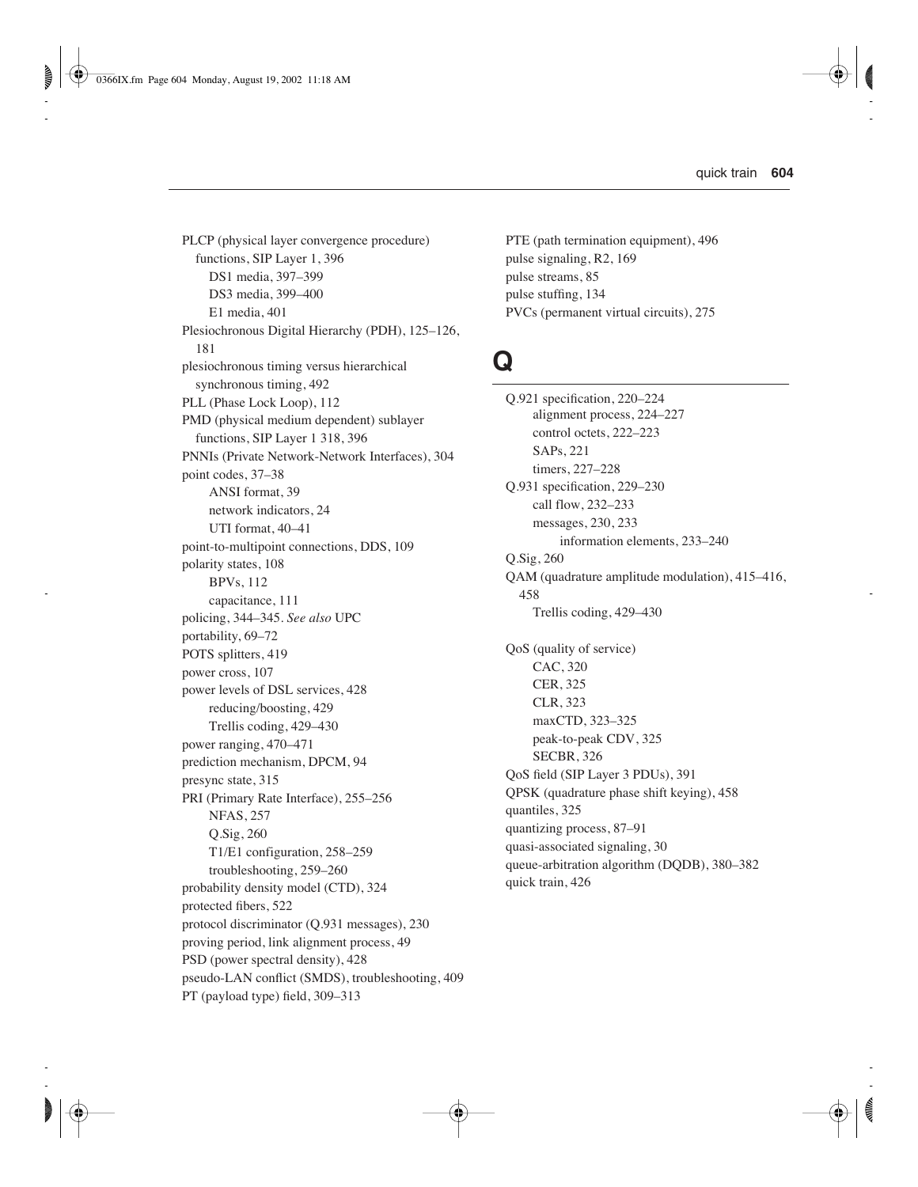PLCP (physical layer convergence procedure) functions, SIP Layer 1, 396
- DS1 media, 397–399
- DS3 media, 399–400
- E1 media, 401

Plesiochronous Digital Hierarchy (PDH), 125–126, 181

plesiochronous timing versus hierarchical synchronous timing, 492

PLL (Phase Lock Loop), 112

PMD (physical medium dependent) sublayer functions, SIP Layer 1 318, 396

PNNIs (Private Network-Network Interfaces), 304

point codes, 37–38
- ANSI format, 39
- network indicators, 24
- UTI format, 40–41

point-to-multipoint connections, DDS, 109

polarity states, 108
- BPVs, 112
- capacitance, 111

policing, 344–345. *See also* UPC

portability, 69–72

POTS splitters, 419

power cross, 107

power levels of DSL services, 428
- reducing/boosting, 429
- Trellis coding, 429–430

power ranging, 470–471

prediction mechanism, DPCM, 94

presync state, 315

PRI (Primary Rate Interface), 255–256
- NFAS, 257
- Q.Sig, 260
- T1/E1 configuration, 258–259
- troubleshooting, 259–260

probability density model (CTD), 324

protected fibers, 522

protocol discriminator (Q.931 messages), 230

proving period, link alignment process, 49

PSD (power spectral density), 428

pseudo-LAN conflict (SMDS), troubleshooting, 409

PT (payload type) field, 309–313

PTE (path termination equipment), 496

pulse signaling, R2, 169

pulse streams, 85

pulse stuffing, 134

PVCs (permanent virtual circuits), 275

## Q

Q.921 specification, 220–224
- alignment process, 224–227
- control octets, 222–223
- SAPs, 221
- timers, 227–228

Q.931 specification, 229–230
- call flow, 232–233
- messages, 230, 233
  - information elements, 233–240

Q.Sig, 260

QAM (quadrature amplitude modulation), 415–416, 458
- Trellis coding, 429–430

QoS (quality of service)
- CAC, 320
- CER, 325
- CLR, 323
- maxCTD, 323–325
- peak-to-peak CDV, 325
- SECBR, 326

QoS field (SIP Layer 3 PDUs), 391

QPSK (quadrature phase shift keying), 458

quantiles, 325

quantizing process, 87–91

quasi-associated signaling, 30

queue-arbitration algorithm (DQDB), 380–382

quick train, 426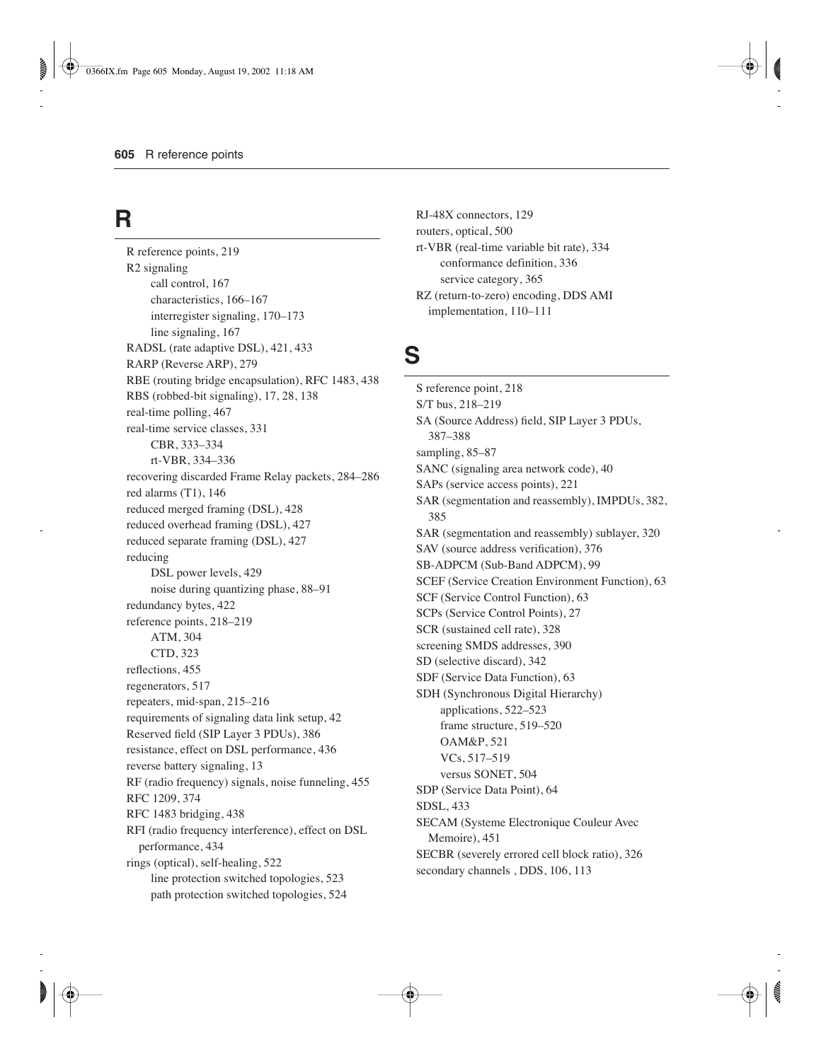## R

R reference points, 219
R2 signaling
    call control, 167
    characteristics, 166–167
    interregister signaling, 170–173
    line signaling, 167
RADSL (rate adaptive DSL), 421, 433
RARP (Reverse ARP), 279
RBE (routing bridge encapsulation), RFC 1483, 438
RBS (robbed-bit signaling), 17, 28, 138
real-time polling, 467
real-time service classes, 331
    CBR, 333–334
    rt-VBR, 334–336
recovering discarded Frame Relay packets, 284–286
red alarms (T1), 146
reduced merged framing (DSL), 428
reduced overhead framing (DSL), 427
reduced separate framing (DSL), 427
reducing
    DSL power levels, 429
    noise during quantizing phase, 88–91
redundancy bytes, 422
reference points, 218–219
    ATM, 304
    CTD, 323
reflections, 455
regenerators, 517
repeaters, mid-span, 215–216
requirements of signaling data link setup, 42
Reserved field (SIP Layer 3 PDUs), 386
resistance, effect on DSL performance, 436
reverse battery signaling, 13
RF (radio frequency) signals, noise funneling, 455
RFC 1209, 374
RFC 1483 bridging, 438
RFI (radio frequency interference), effect on DSL performance, 434
rings (optical), self-healing, 522
    line protection switched topologies, 523
    path protection switched topologies, 524
RJ-48X connectors, 129
routers, optical, 500
rt-VBR (real-time variable bit rate), 334
    conformance definition, 336
    service category, 365
RZ (return-to-zero) encoding, DDS AMI implementation, 110–111

## S

S reference point, 218
S/T bus, 218–219
SA (Source Address) field, SIP Layer 3 PDUs, 387–388
sampling, 85–87
SANC (signaling area network code), 40
SAPs (service access points), 221
SAR (segmentation and reassembly), IMPDUs, 382, 385
SAR (segmentation and reassembly) sublayer, 320
SAV (source address verification), 376
SB-ADPCM (Sub-Band ADPCM), 99
SCEF (Service Creation Environment Function), 63
SCF (Service Control Function), 63
SCPs (Service Control Points), 27
SCR (sustained cell rate), 328
screening SMDS addresses, 390
SD (selective discard), 342
SDF (Service Data Function), 63
SDH (Synchronous Digital Hierarchy)
    applications, 522–523
    frame structure, 519–520
    OAM&P, 521
    VCs, 517–519
    versus SONET, 504
SDP (Service Data Point), 64
SDSL, 433
SECAM (Systeme Electronique Couleur Avec Memoire), 451
SECBR (severely errored cell block ratio), 326
secondary channels , DDS, 106, 113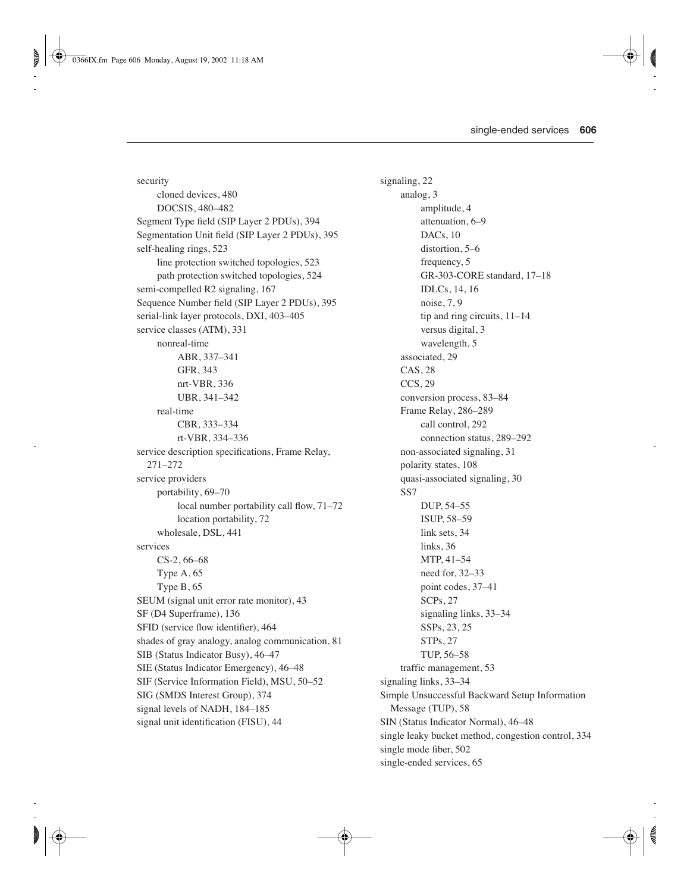security
- cloned devices, 480
- DOCSIS, 480–482

Segment Type field (SIP Layer 2 PDUs), 394
Segmentation Unit field (SIP Layer 2 PDUs), 395
self-healing rings, 523
- line protection switched topologies, 523
- path protection switched topologies, 524

semi-compelled R2 signaling, 167
Sequence Number field (SIP Layer 2 PDUs), 395
serial-link layer protocols, DXI, 403–405
service classes (ATM), 331
- nonreal-time
  - ABR, 337–341
  - GFR, 343
  - nrt-VBR, 336
  - UBR, 341–342
- real-time
  - CBR, 333–334
  - rt-VBR, 334–336

service description specifications, Frame Relay, 271–272
service providers
- portability, 69–70
  - local number portability call flow, 71–72
  - location portability, 72
- wholesale, DSL, 441

services
- CS-2, 66–68
- Type A, 65
- Type B, 65

SEUM (signal unit error rate monitor), 43
SF (D4 Superframe), 136
SFID (service flow identifier), 464
shades of gray analogy, analog communication, 81
SIB (Status Indicator Busy), 46–47
SIE (Status Indicator Emergency), 46–48
SIF (Service Information Field), MSU, 50–52
SIG (SMDS Interest Group), 374
signal levels of NADH, 184–185
signal unit identification (FISU), 44

signaling, 22
- analog, 3
  - amplitude, 4
  - attenuation, 6–9
  - DACs, 10
  - distortion, 5–6
  - frequency, 5
  - GR-303-CORE standard, 17–18
  - IDLCs, 14, 16
  - noise, 7, 9
  - tip and ring circuits, 11–14
  - versus digital, 3
  - wavelength, 5
- associated, 29
- CAS, 28
- CCS, 29
- conversion process, 83–84
- Frame Relay, 286–289
  - call control, 292
  - connection status, 289–292
- non-associated signaling, 31
- polarity states, 108
- quasi-associated signaling, 30
- SS7
  - DUP, 54–55
  - ISUP, 58–59
  - link sets, 34
  - links, 36
  - MTP, 41–54
  - need for, 32–33
  - point codes, 37–41
  - SCPs, 27
  - signaling links, 33–34
  - SSPs, 23, 25
  - STPs, 27
  - TUP, 56–58
- traffic management, 53

signaling links, 33–34
Simple Unsuccessful Backward Setup Information Message (TUP), 58
SIN (Status Indicator Normal), 46–48
single leaky bucket method, congestion control, 334
single mode fiber, 502
single-ended services, 65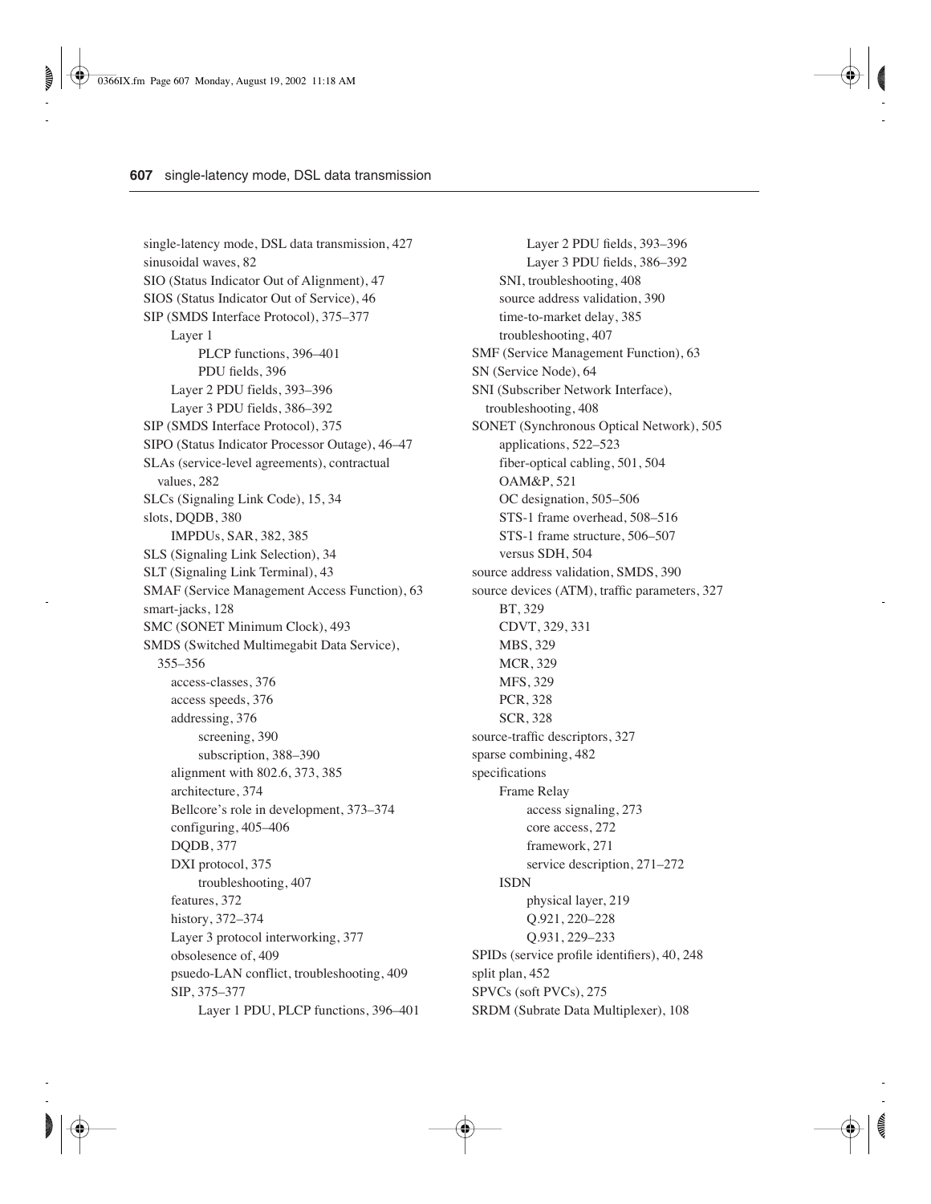single-latency mode, DSL data transmission, 427
sinusoidal waves, 82
SIO (Status Indicator Out of Alignment), 47
SIOS (Status Indicator Out of Service), 46
SIP (SMDS Interface Protocol), 375–377
  - Layer 1
    - PLCP functions, 396–401
    - PDU fields, 396
  - Layer 2 PDU fields, 393–396
  - Layer 3 PDU fields, 386–392

SIP (SMDS Interface Protocol), 375
SIPO (Status Indicator Processor Outage), 46–47
SLAs (service-level agreements), contractual values, 282
SLCs (Signaling Link Code), 15, 34
slots, DQDB, 380
  - IMPDUs, SAR, 382, 385

SLS (Signaling Link Selection), 34
SLT (Signaling Link Terminal), 43
SMAF (Service Management Access Function), 63
smart-jacks, 128
SMC (SONET Minimum Clock), 493
SMDS (Switched Multimegabit Data Service), 355–356
  - access-classes, 376
  - access speeds, 376
  - addressing, 376
    - screening, 390
    - subscription, 388–390
  - alignment with 802.6, 373, 385
  - architecture, 374
  - Bellcore's role in development, 373–374
  - configuring, 405–406
  - DQDB, 377
  - DXI protocol, 375
    - troubleshooting, 407
  - features, 372
  - history, 372–374
  - Layer 3 protocol interworking, 377
  - obsolesence of, 409
  - psuedo-LAN conflict, troubleshooting, 409
  - SIP, 375–377
    - Layer 1 PDU, PLCP functions, 396–401
    - Layer 2 PDU fields, 393–396
    - Layer 3 PDU fields, 386–392
  - SNI, troubleshooting, 408
  - source address validation, 390
  - time-to-market delay, 385
  - troubleshooting, 407

SMF (Service Management Function), 63
SN (Service Node), 64
SNI (Subscriber Network Interface), troubleshooting, 408
SONET (Synchronous Optical Network), 505
  - applications, 522–523
  - fiber-optical cabling, 501, 504
  - OAM&P, 521
  - OC designation, 505–506
  - STS-1 frame overhead, 508–516
  - STS-1 frame structure, 506–507
  - versus SDH, 504

source address validation, SMDS, 390
source devices (ATM), traffic parameters, 327
  - BT, 329
  - CDVT, 329, 331
  - MBS, 329
  - MCR, 329
  - MFS, 329
  - PCR, 328
  - SCR, 328

source-traffic descriptors, 327
sparse combining, 482
specifications
  - Frame Relay
    - access signaling, 273
    - core access, 272
    - framework, 271
    - service description, 271–272
  - ISDN
    - physical layer, 219
    - Q.921, 220–228
    - Q.931, 229–233

SPIDs (service profile identifiers), 40, 248
split plan, 452
SPVCs (soft PVCs), 275
SRDM (Subrate Data Multiplexer), 108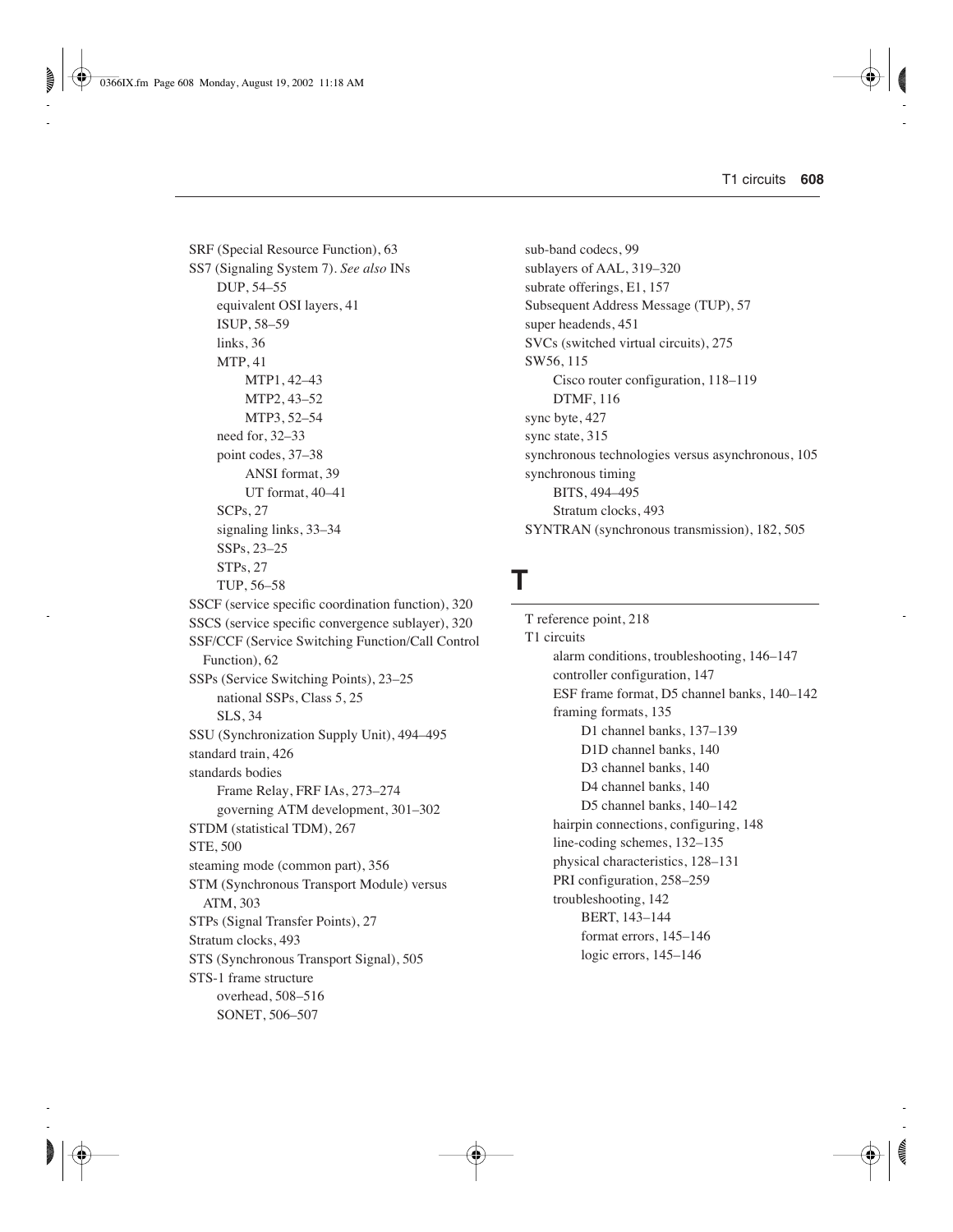SRF (Special Resource Function), 63
SS7 (Signaling System 7). *See also* INs
- DUP, 54–55
- equivalent OSI layers, 41
- ISUP, 58–59
- links, 36
- MTP, 41
  - MTP1, 42–43
  - MTP2, 43–52
  - MTP3, 52–54
- need for, 32–33
- point codes, 37–38
  - ANSI format, 39
  - UT format, 40–41
- SCPs, 27
- signaling links, 33–34
- SSPs, 23–25
- STPs, 27
- TUP, 56–58

SSCF (service specific coordination function), 320
SSCS (service specific convergence sublayer), 320
SSF/CCF (Service Switching Function/Call Control Function), 62
SSPs (Service Switching Points), 23–25
- national SSPs, Class 5, 25
- SLS, 34

SSU (Synchronization Supply Unit), 494–495
standard train, 426
standards bodies
- Frame Relay, FRF IAs, 273–274
- governing ATM development, 301–302

STDM (statistical TDM), 267
STE, 500
steaming mode (common part), 356
STM (Synchronous Transport Module) versus ATM, 303
STPs (Signal Transfer Points), 27
Stratum clocks, 493
STS (Synchronous Transport Signal), 505
STS-1 frame structure
- overhead, 508–516
- SONET, 506–507

sub-band codecs, 99
sublayers of AAL, 319–320
subrate offerings, E1, 157
Subsequent Address Message (TUP), 57
super headends, 451
SVCs (switched virtual circuits), 275
SW56, 115
- Cisco router configuration, 118–119
- DTMF, 116

sync byte, 427
sync state, 315
synchronous technologies versus asynchronous, 105
synchronous timing
- BITS, 494–495
- Stratum clocks, 493

SYNTRAN (synchronous transmission), 182, 505

# T

T reference point, 218
T1 circuits
- alarm conditions, troubleshooting, 146–147
- controller configuration, 147
- ESF frame format, D5 channel banks, 140–142
- framing formats, 135
  - D1 channel banks, 137–139
  - D1D channel banks, 140
  - D3 channel banks, 140
  - D4 channel banks, 140
  - D5 channel banks, 140–142
- hairpin connections, configuring, 148
- line-coding schemes, 132–135
- physical characteristics, 128–131
- PRI configuration, 258–259
- troubleshooting, 142
  - BERT, 143–144
  - format errors, 145–146
  - logic errors, 145–146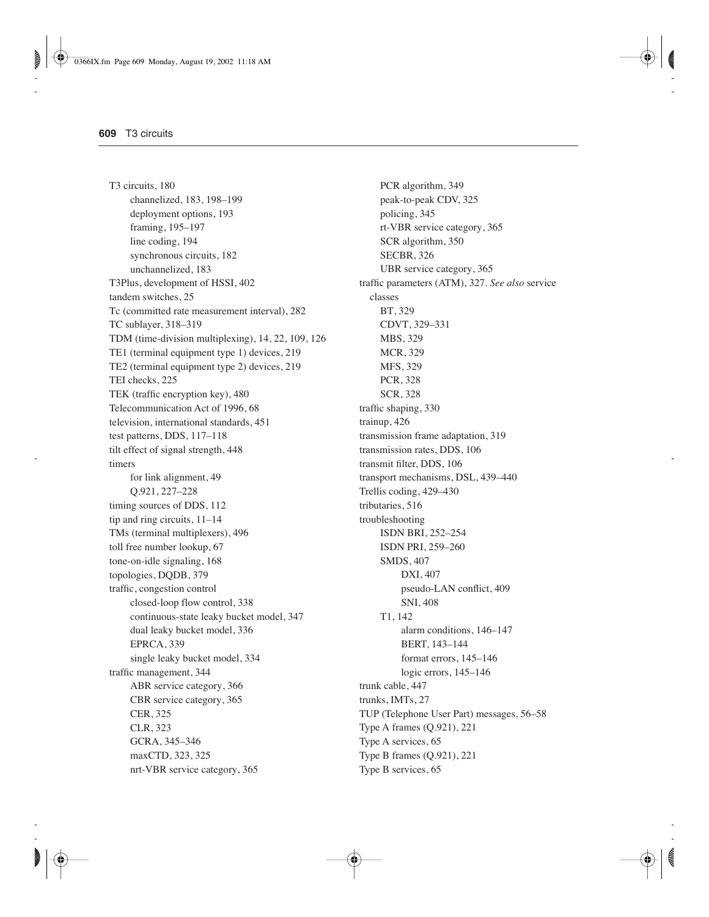T3 circuits, 180
- channelized, 183, 198–199
- deployment options, 193
- framing, 195–197
- line coding, 194
- synchronous circuits, 182
- unchannelized, 183

T3Plus, development of HSSI, 402
tandem switches, 25
Tc (committed rate measurement interval), 282
TC sublayer, 318–319
TDM (time-division multiplexing), 14, 22, 109, 126
TE1 (terminal equipment type 1) devices, 219
TE2 (terminal equipment type 2) devices, 219
TEI checks, 225
TEK (traffic encryption key), 480
Telecommunication Act of 1996, 68
television, international standards, 451
test patterns, DDS, 117–118
tilt effect of signal strength, 448
timers
- for link alignment, 49
- Q.921, 227–228

timing sources of DDS, 112
tip and ring circuits, 11–14
TMs (terminal multiplexers), 496
toll free number lookup, 67
tone-on-idle signaling, 168
topologies, DQDB, 379
traffic, congestion control
- closed-loop flow control, 338
- continuous-state leaky bucket model, 347
- dual leaky bucket model, 336
- EPRCA, 339
- single leaky bucket model, 334

traffic management, 344
- ABR service category, 366
- CBR service category, 365
- CER, 325
- CLR, 323
- GCRA, 345–346
- maxCTD, 323, 325
- nrt-VBR service category, 365
- PCR algorithm, 349
- peak-to-peak CDV, 325
- policing, 345
- rt-VBR service category, 365
- SCR algorithm, 350
- SECBR, 326
- UBR service category, 365

traffic parameters (ATM), 327. *See also* service classes
- BT, 329
- CDVT, 329–331
- MBS, 329
- MCR, 329
- MFS, 329
- PCR, 328
- SCR, 328

traffic shaping, 330
trainup, 426
transmission frame adaptation, 319
transmission rates, DDS, 106
transmit filter, DDS, 106
transport mechanisms, DSL, 439–440
Trellis coding, 429–430
tributaries, 516
troubleshooting
- ISDN BRI, 252–254
- ISDN PRI, 259–260
- SMDS, 407
  - DXI, 407
  - pseudo-LAN conflict, 409
  - SNI, 408
- T1, 142
  - alarm conditions, 146–147
  - BERT, 143–144
  - format errors, 145–146
  - logic errors, 145–146

trunk cable, 447
trunks, IMTs, 27
TUP (Telephone User Part) messages, 56–58
Type A frames (Q.921), 221
Type A services, 65
Type B frames (Q.921), 221
Type B services, 65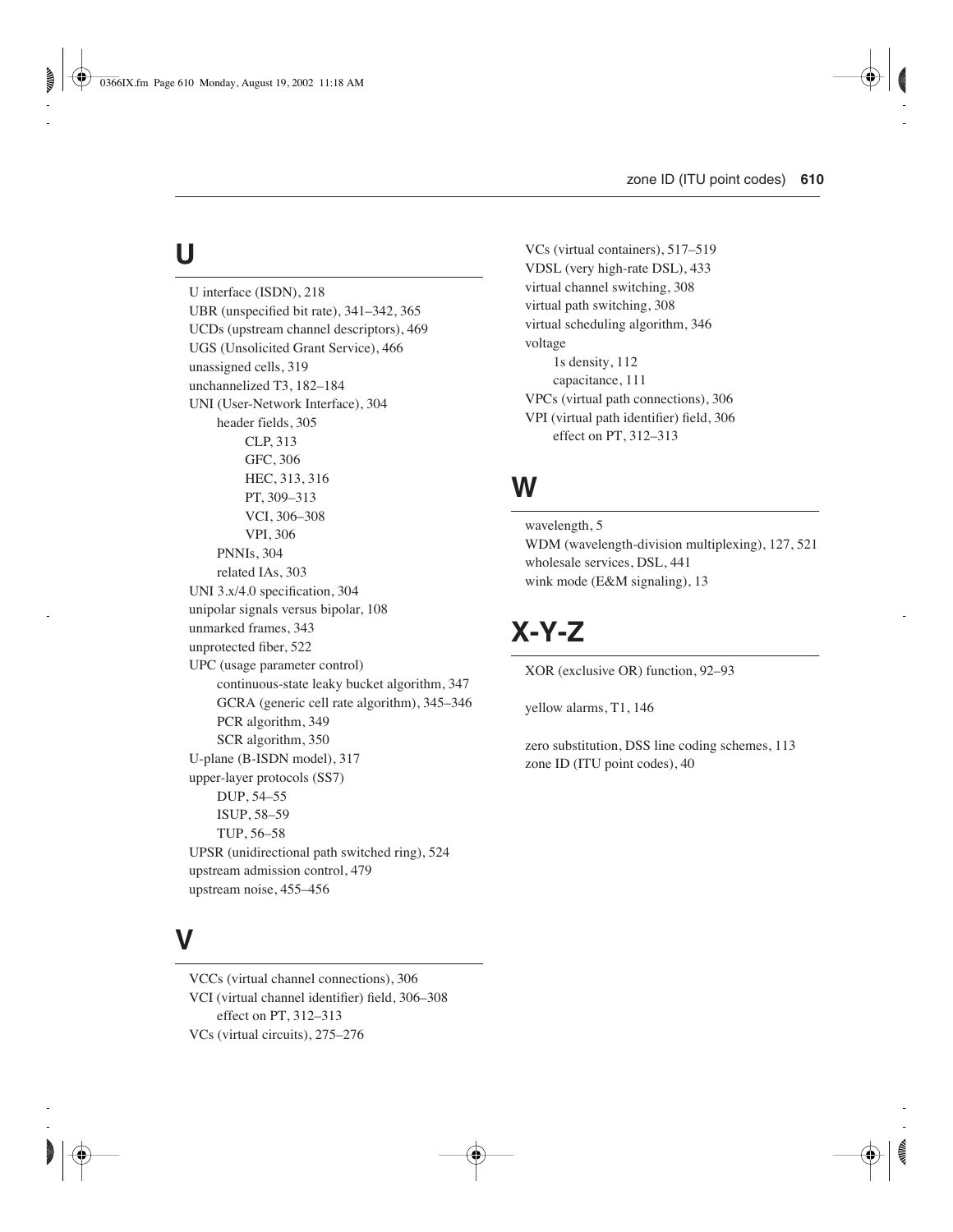## U

U interface (ISDN), 218
UBR (unspecified bit rate), 341–342, 365
UCDs (upstream channel descriptors), 469
UGS (Unsolicited Grant Service), 466
unassigned cells, 319
unchannelized T3, 182–184
UNI (User-Network Interface), 304
- header fields, 305
  - CLP, 313
  - GFC, 306
  - HEC, 313, 316
  - PT, 309–313
  - VCI, 306–308
  - VPI, 306
- PNNIs, 304
- related IAs, 303

UNI 3.x/4.0 specification, 304
unipolar signals versus bipolar, 108
unmarked frames, 343
unprotected fiber, 522
UPC (usage parameter control)
- continuous-state leaky bucket algorithm, 347
- GCRA (generic cell rate algorithm), 345–346
- PCR algorithm, 349
- SCR algorithm, 350

U-plane (B-ISDN model), 317
upper-layer protocols (SS7)
- DUP, 54–55
- ISUP, 58–59
- TUP, 56–58

UPSR (unidirectional path switched ring), 524
upstream admission control, 479
upstream noise, 455–456

## V

VCCs (virtual channel connections), 306
VCI (virtual channel identifier) field, 306–308
- effect on PT, 312–313

VCs (virtual circuits), 275–276
VCs (virtual containers), 517–519
VDSL (very high-rate DSL), 433
virtual channel switching, 308
virtual path switching, 308
virtual scheduling algorithm, 346
voltage
- 1s density, 112
- capacitance, 111

VPCs (virtual path connections), 306
VPI (virtual path identifier) field, 306
- effect on PT, 312–313

## W

wavelength, 5
WDM (wavelength-division multiplexing), 127, 521
wholesale services, DSL, 441
wink mode (E&M signaling), 13

## X-Y-Z

XOR (exclusive OR) function, 92–93

yellow alarms, T1, 146

zero substitution, DSS line coding schemes, 113
zone ID (ITU point codes), 40